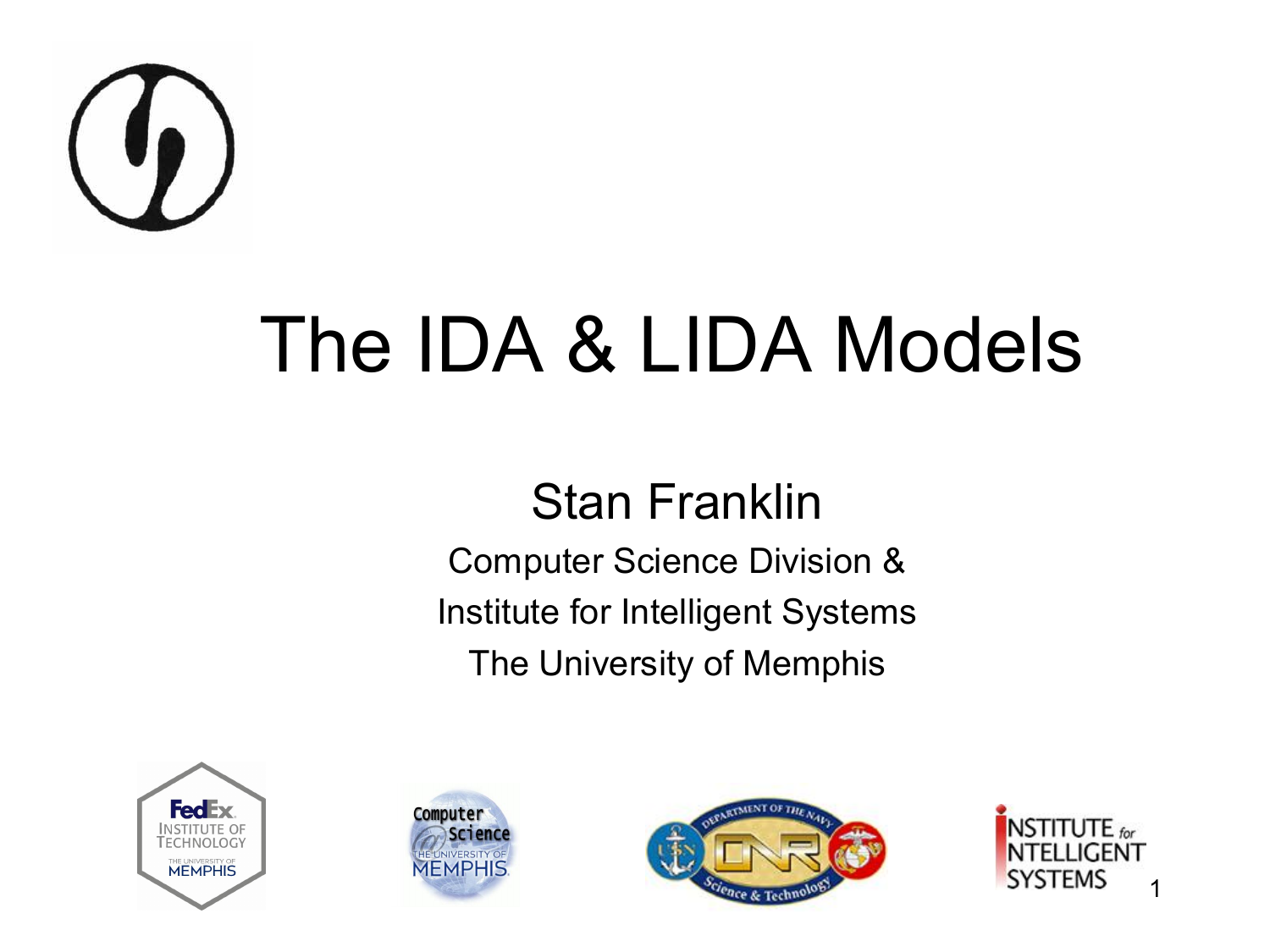# The IDA & LIDA Models

Stan Franklin

Computer Science Division &

Institute for Intelligent Systems

The University of Memphis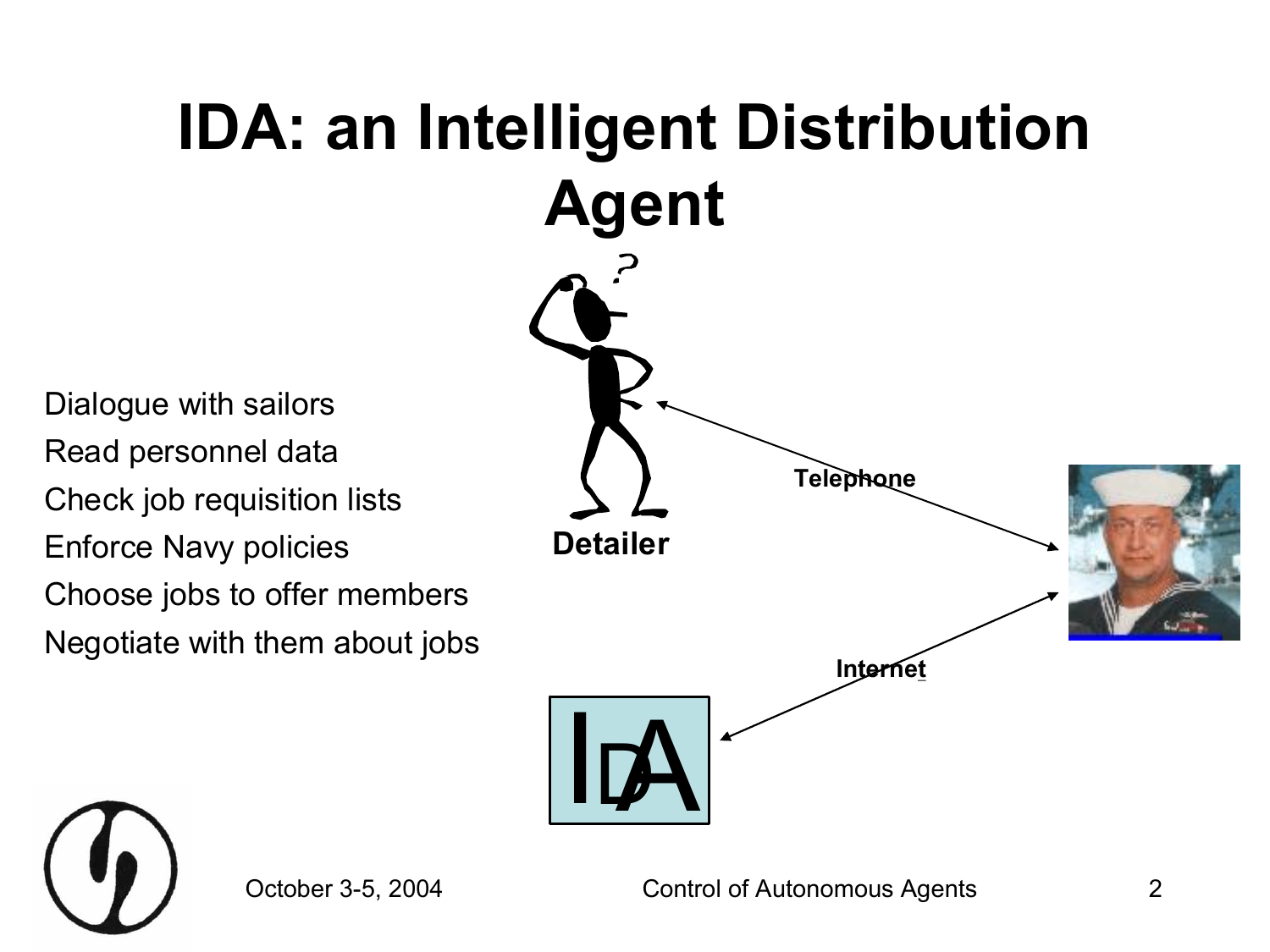# IDA: an Intelligent Distribution Agent

Dialogue with sailors
Read personnel data
Check job requisition lists
Enforce Navy policies
Choose jobs to offer members
Negotiate with them about jobs

Detailer

Telephone

Internet

IDA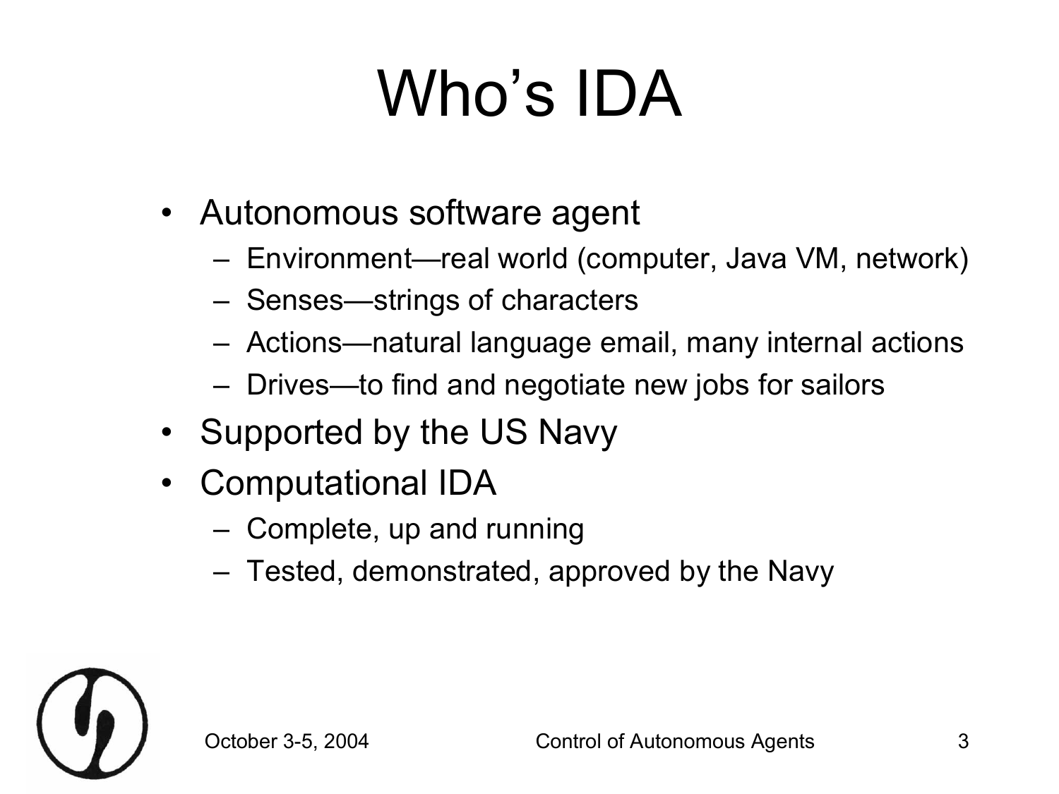# Who's IDA

- Autonomous software agent
  - Environment—real world (computer, Java VM, network)
  - Senses—strings of characters
  - Actions—natural language email, many internal actions
  - Drives—to find and negotiate new jobs for sailors
- Supported by the US Navy
- Computational IDA
  - Complete, up and running
  - Tested, demonstrated, approved by the Navy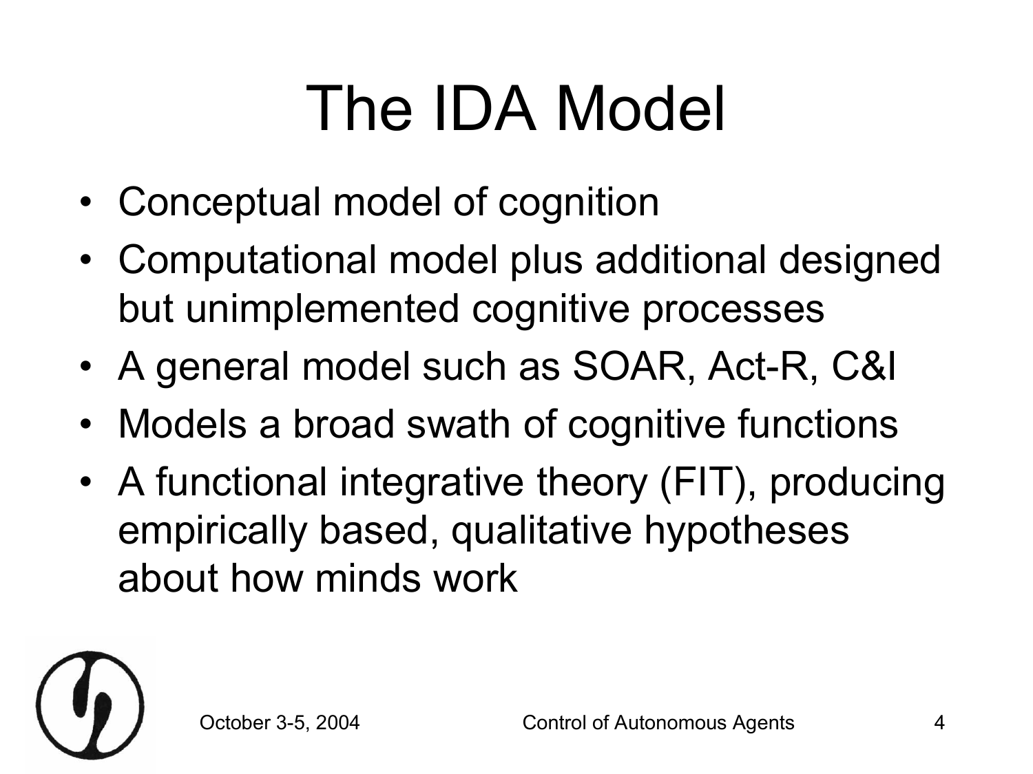# The IDA Model

- Conceptual model of cognition
- Computational model plus additional designed but unimplemented cognitive processes
- A general model such as SOAR, Act-R, C&I
- Models a broad swath of cognitive functions
- A functional integrative theory (FIT), producing empirically based, qualitative hypotheses about how minds work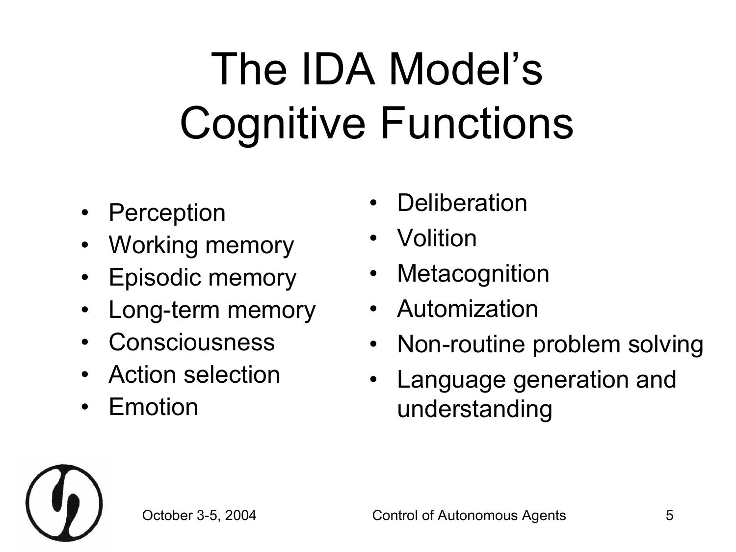# The IDA Model's Cognitive Functions

- Perception
- Working memory
- Episodic memory
- Long-term memory
- Consciousness
- Action selection
- Emotion
- Deliberation
- Volition
- Metacognition
- Automization
- Non-routine problem solving
- Language generation and understanding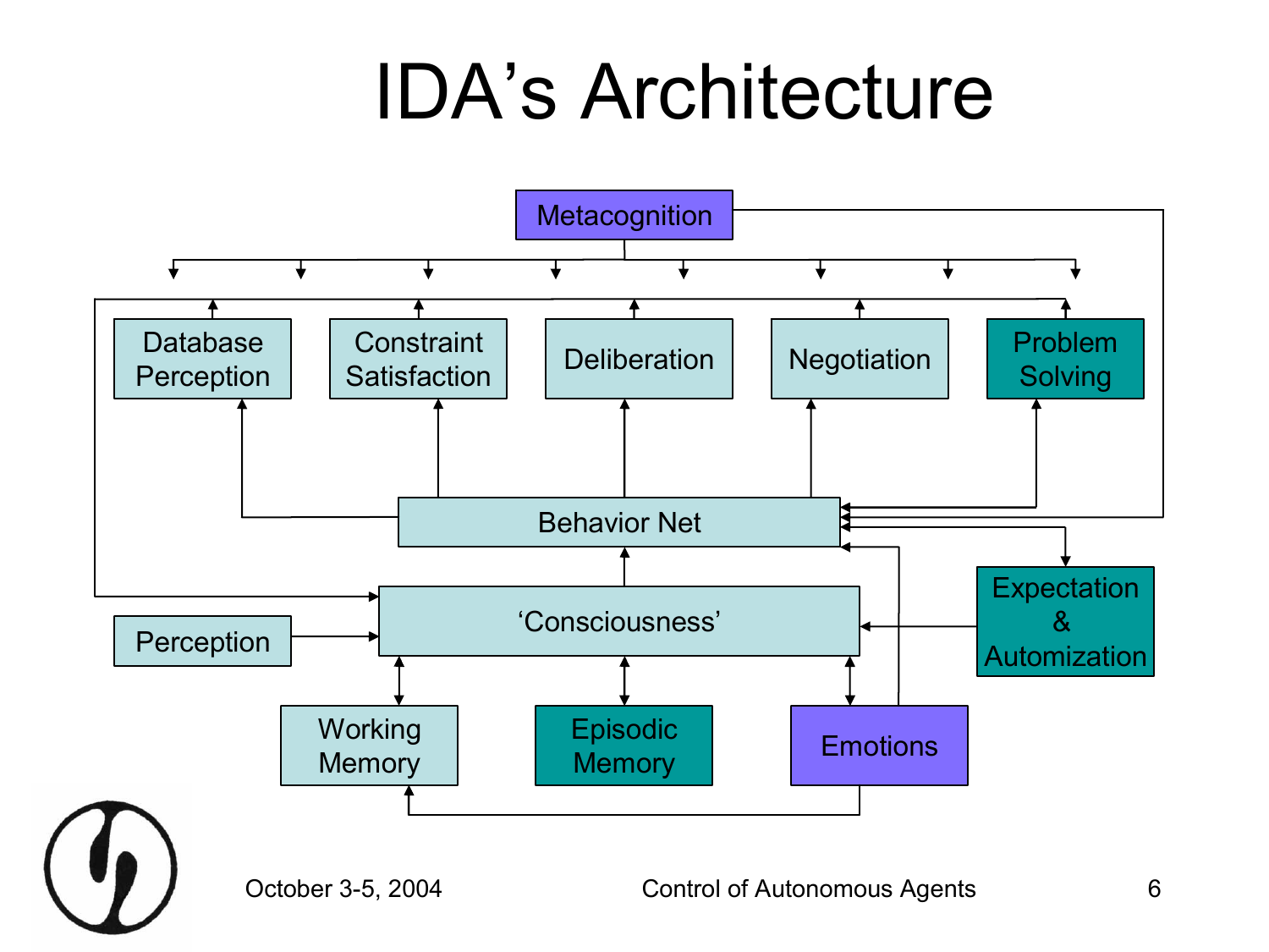# IDA's Architecture

Metacognition

Database Perception

Constraint Satisfaction

Deliberation

Negotiation

Problem Solving

Behavior Net

'Consciousness'

Perception

Expectation & Automization

Working Memory

Episodic Memory

Emotions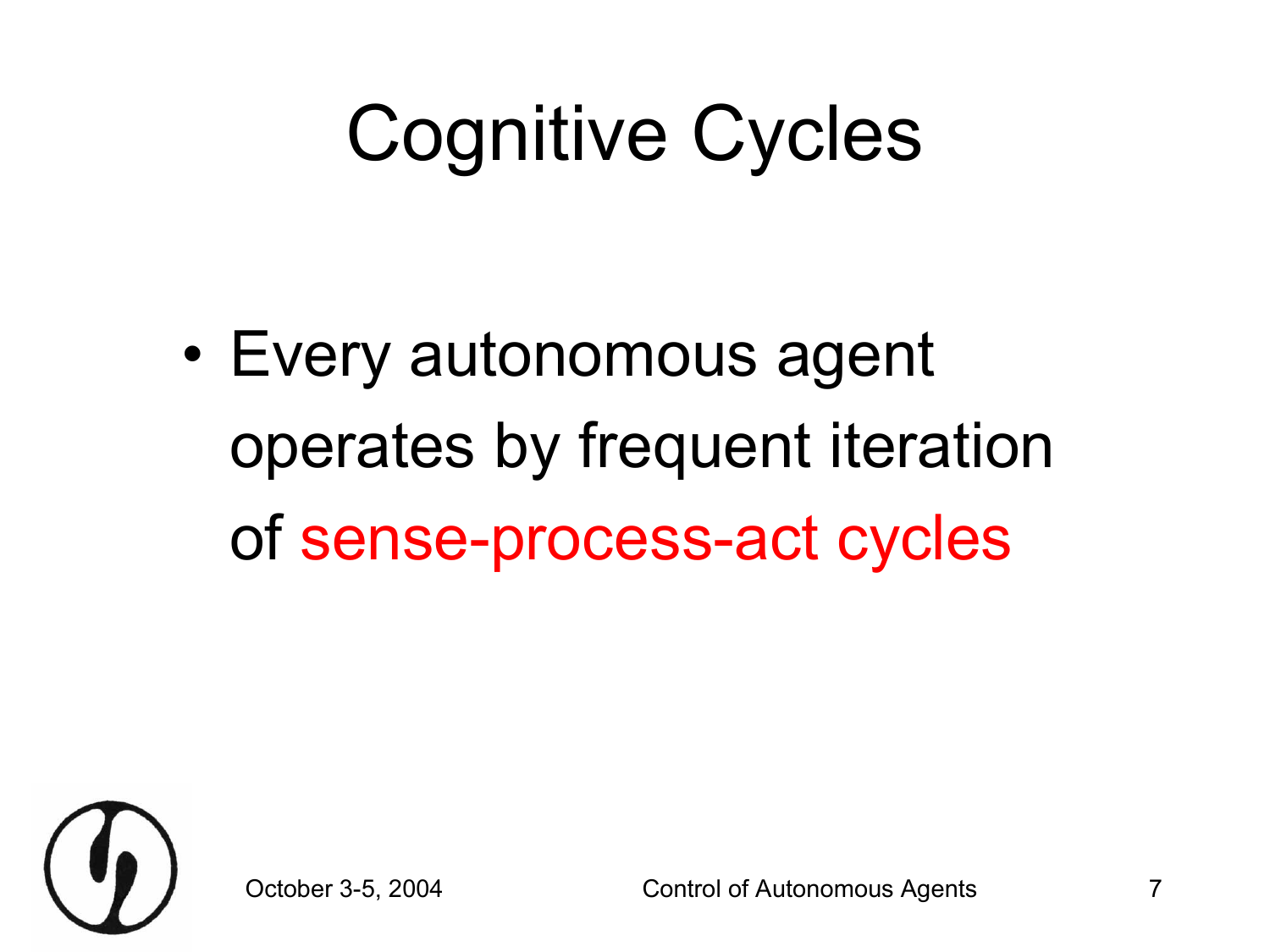# Cognitive Cycles

- Every autonomous agent operates by frequent iteration of sense-process-act cycles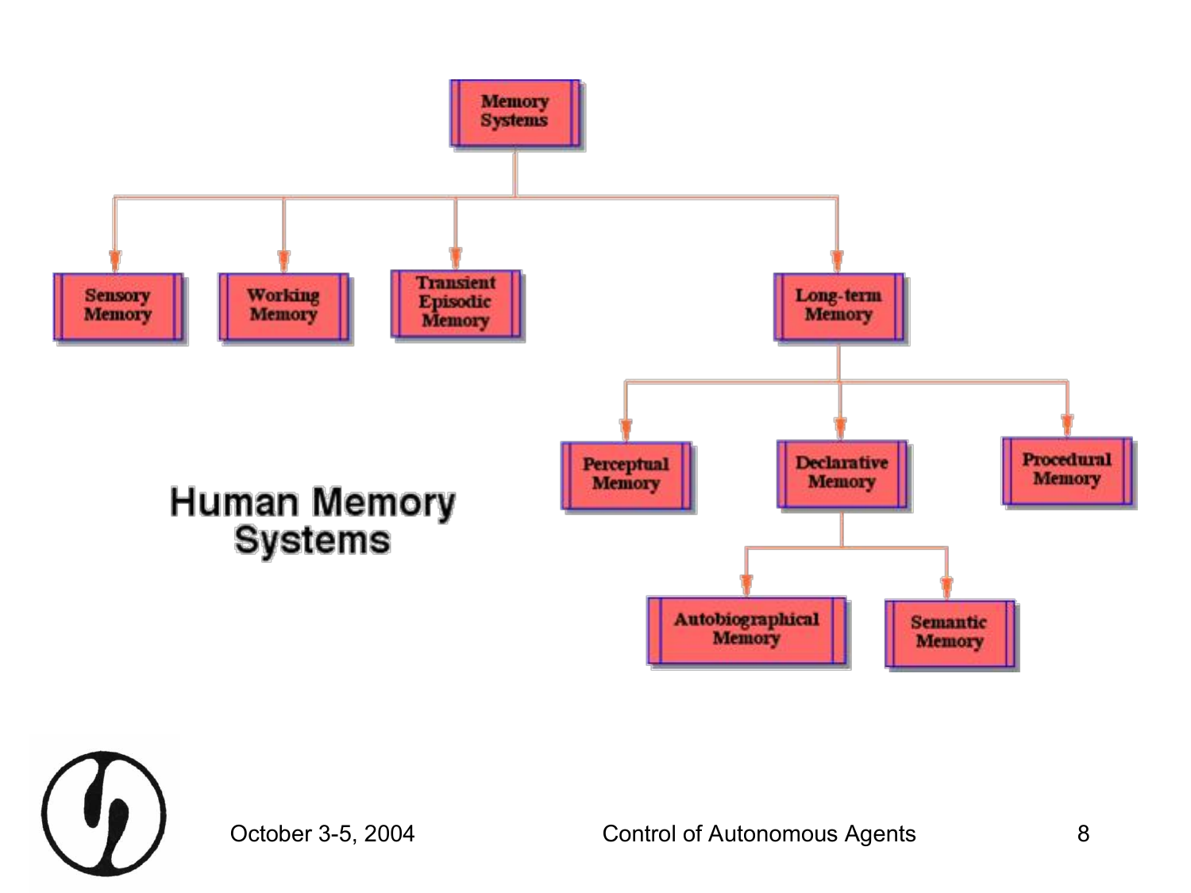## Human Memory Systems

- Memory Systems
  - Sensory Memory
  - Working Memory
  - Transient Episodic Memory
  - Long-term Memory
    - Perceptual Memory
    - Declarative Memory
      - Autobiographical Memory
      - Semantic Memory
    - Procedural Memory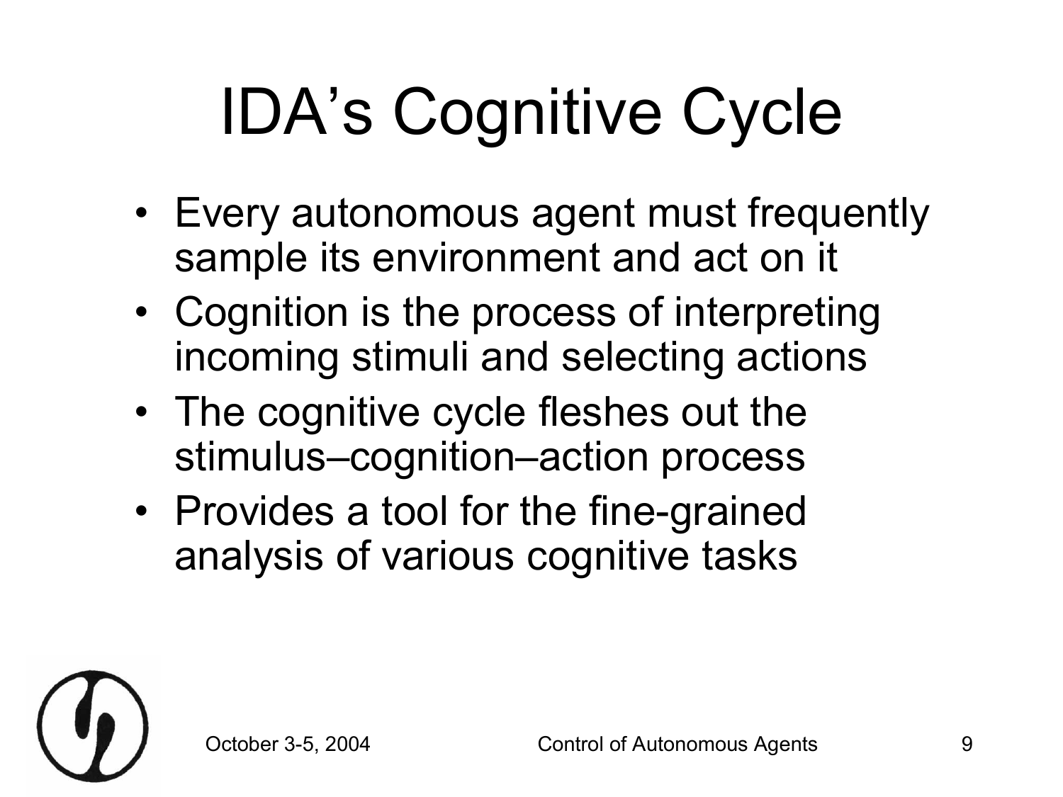# IDA's Cognitive Cycle

- Every autonomous agent must frequently sample its environment and act on it
- Cognition is the process of interpreting incoming stimuli and selecting actions
- The cognitive cycle fleshes out the stimulus–cognition–action process
- Provides a tool for the fine-grained analysis of various cognitive tasks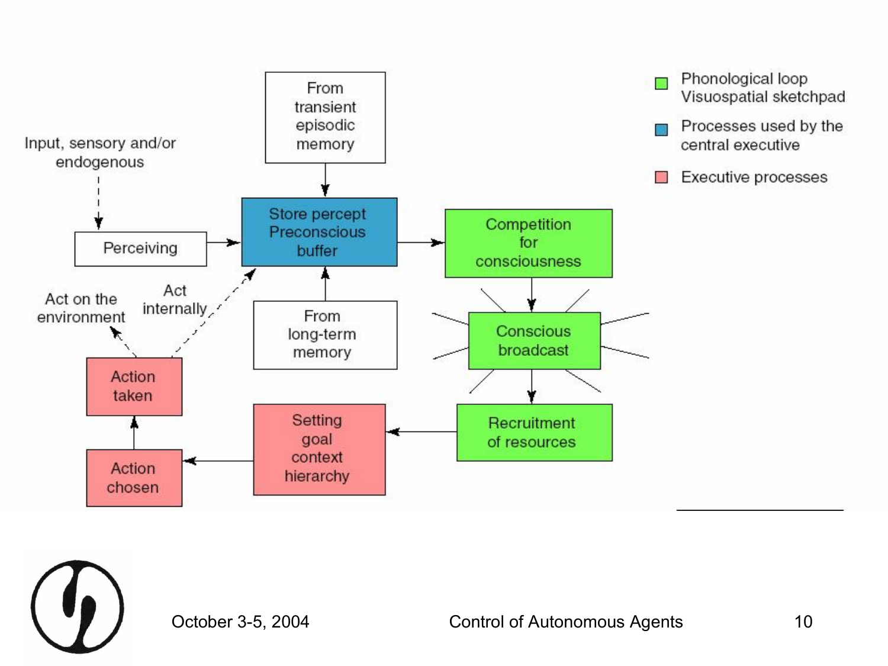Input, sensory and/or endogenous

Perceiving

From transient episodic memory

Store percept Preconscious buffer

From long-term memory

Competition for consciousness

Conscious broadcast

Recruitment of resources

Setting goal context hierarchy

Action chosen

Action taken

Act on the environment

Act internally

- Phonological loop Visuospatial sketchpad
- Processes used by the central executive
- Executive processes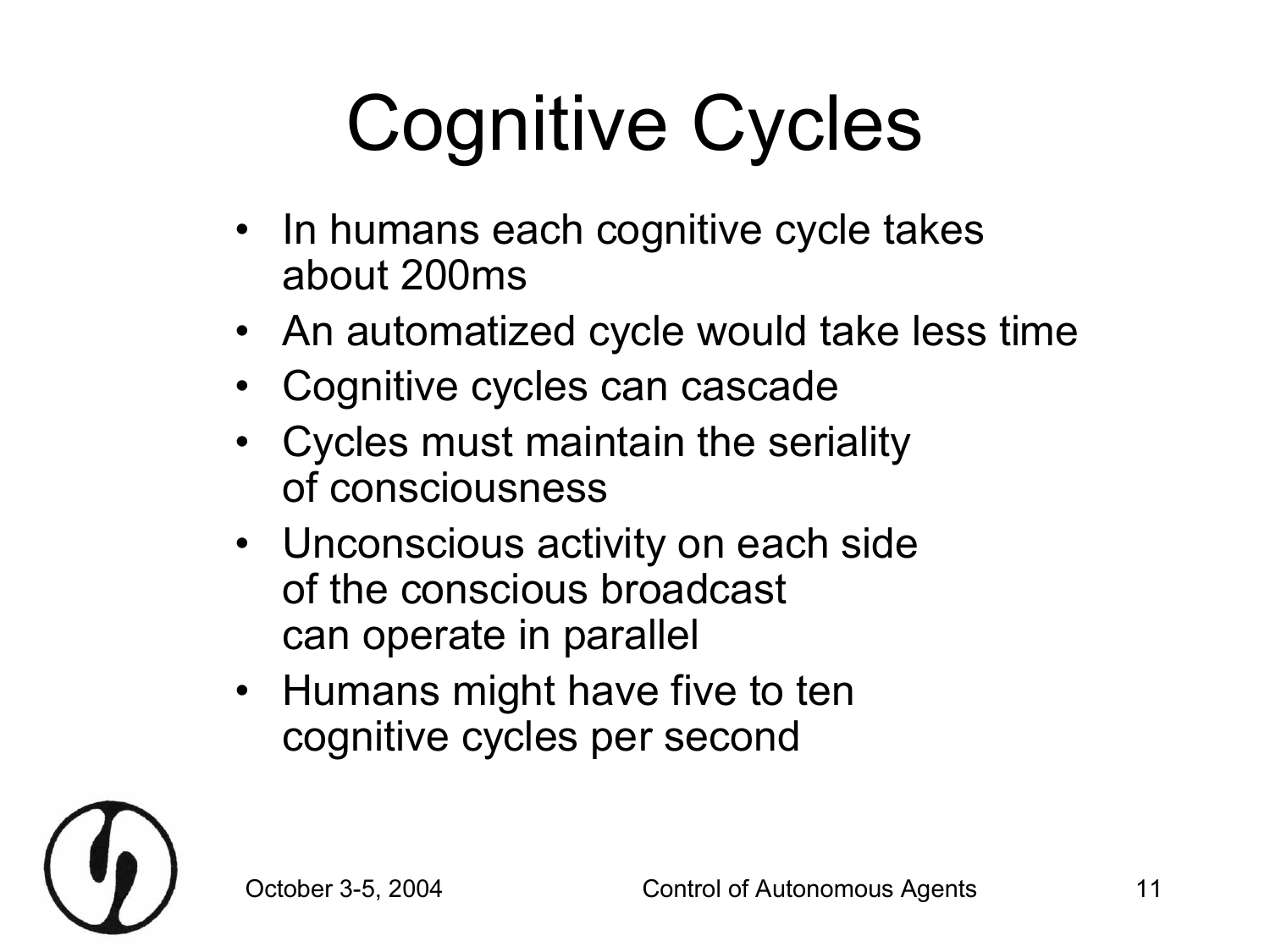# Cognitive Cycles

- In humans each cognitive cycle takes about 200ms
- An automatized cycle would take less time
- Cognitive cycles can cascade
- Cycles must maintain the seriality of consciousness
- Unconscious activity on each side of the conscious broadcast can operate in parallel
- Humans might have five to ten cognitive cycles per second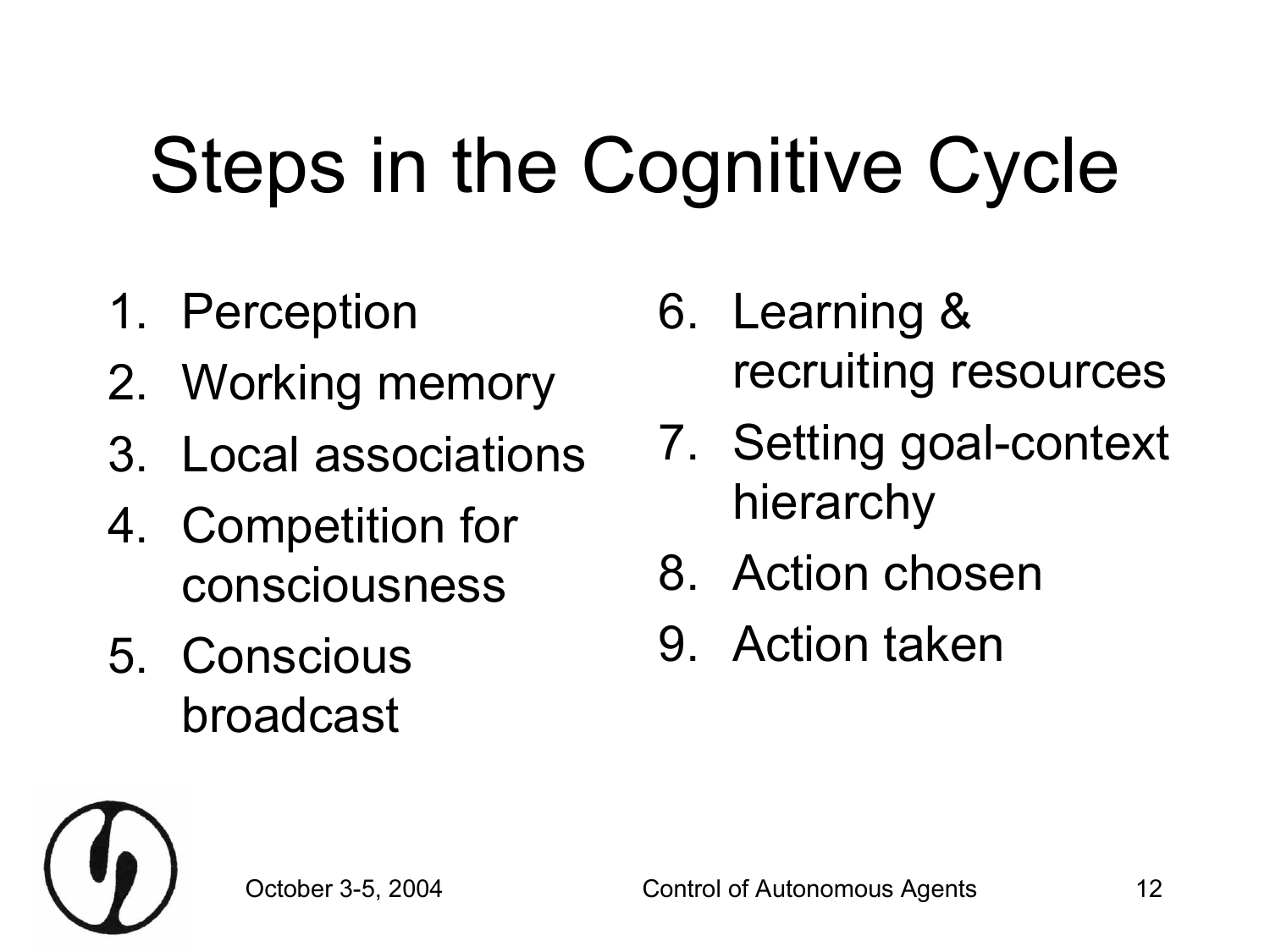# Steps in the Cognitive Cycle

1. Perception
2. Working memory
3. Local associations
4. Competition for consciousness
5. Conscious broadcast
6. Learning & recruiting resources
7. Setting goal-context hierarchy
8. Action chosen
9. Action taken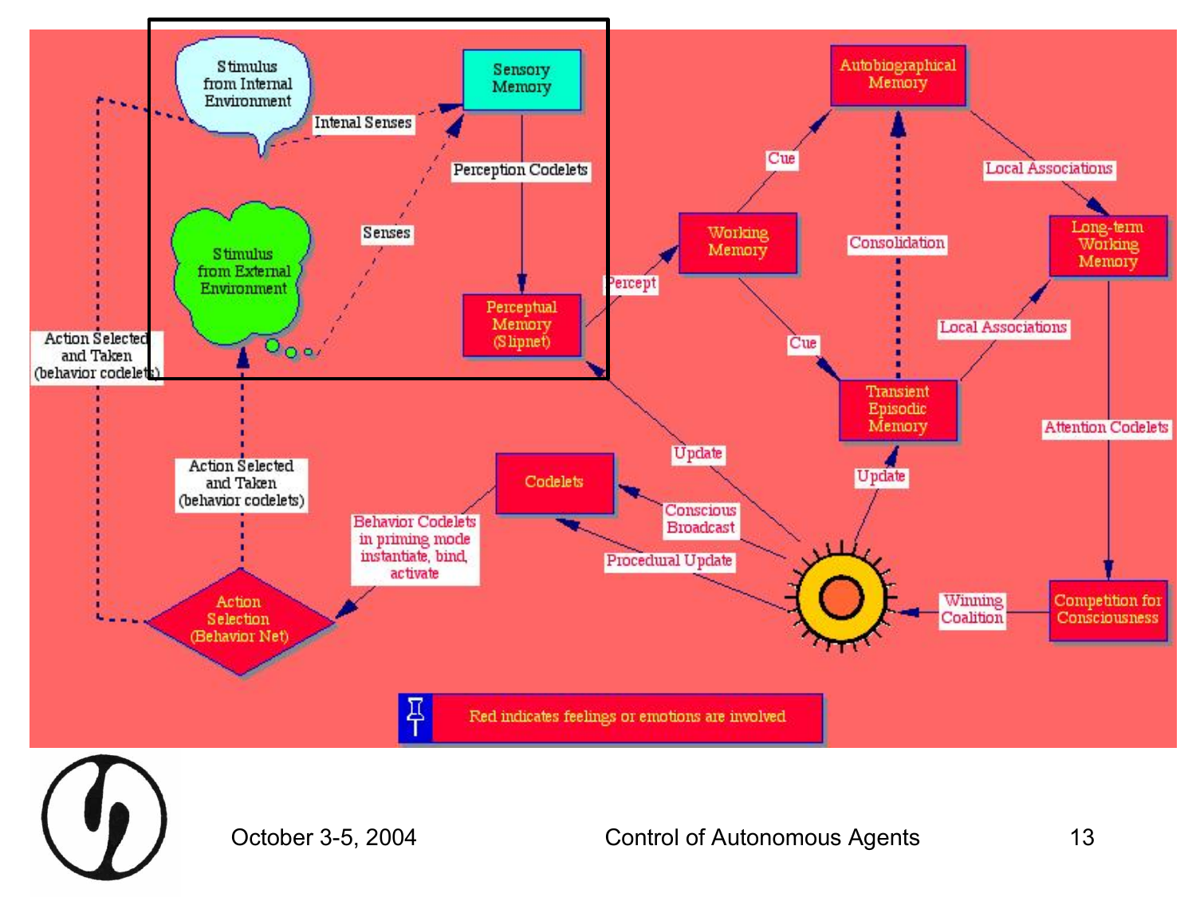Stimulus from Internal Environment

Intenal Senses

Sensory Memory

Perception Codelets

Senses

Stimulus from External Environment

Perceptual Memory (Slipnet)

Action Selected and Taken (behavior codelets)

Percept

Working Memory

Cue

Autobiographical Memory

Consolidation

Local Associations

Long-term Working Memory

Cue

Transient Episodic Memory

Local Associations

Attention Codelets

Update

Update

Codelets

Conscious Broadcast

Procedural Update

Behavior Codelets in priming mode instantiate, bind, activate

Action Selected and Taken (behavior codelets)

Action Selection (Behavior Net)

Winning Coalition

Competition for Consciousness

Red indicates feelings or emotions are involved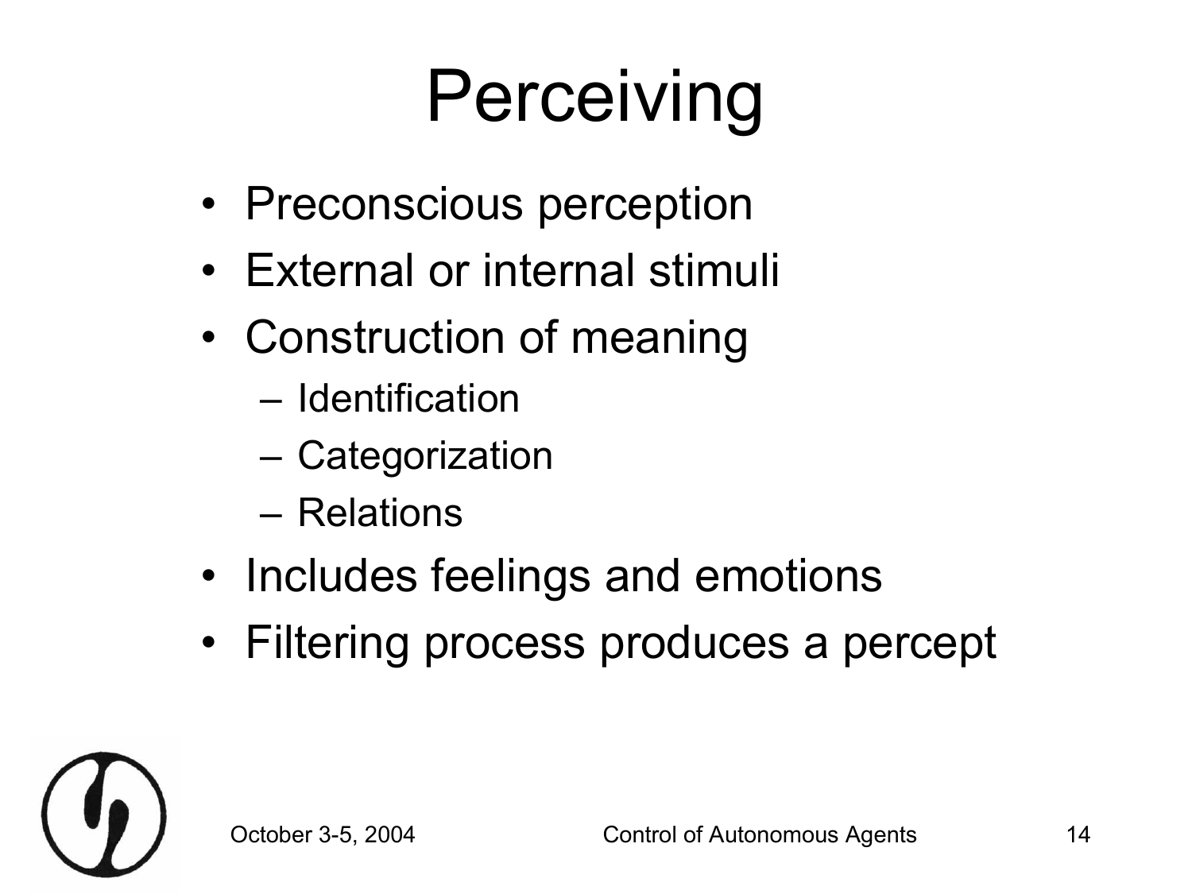# Perceiving

- Preconscious perception
- External or internal stimuli
- Construction of meaning
  - Identification
  - Categorization
  - Relations
- Includes feelings and emotions
- Filtering process produces a percept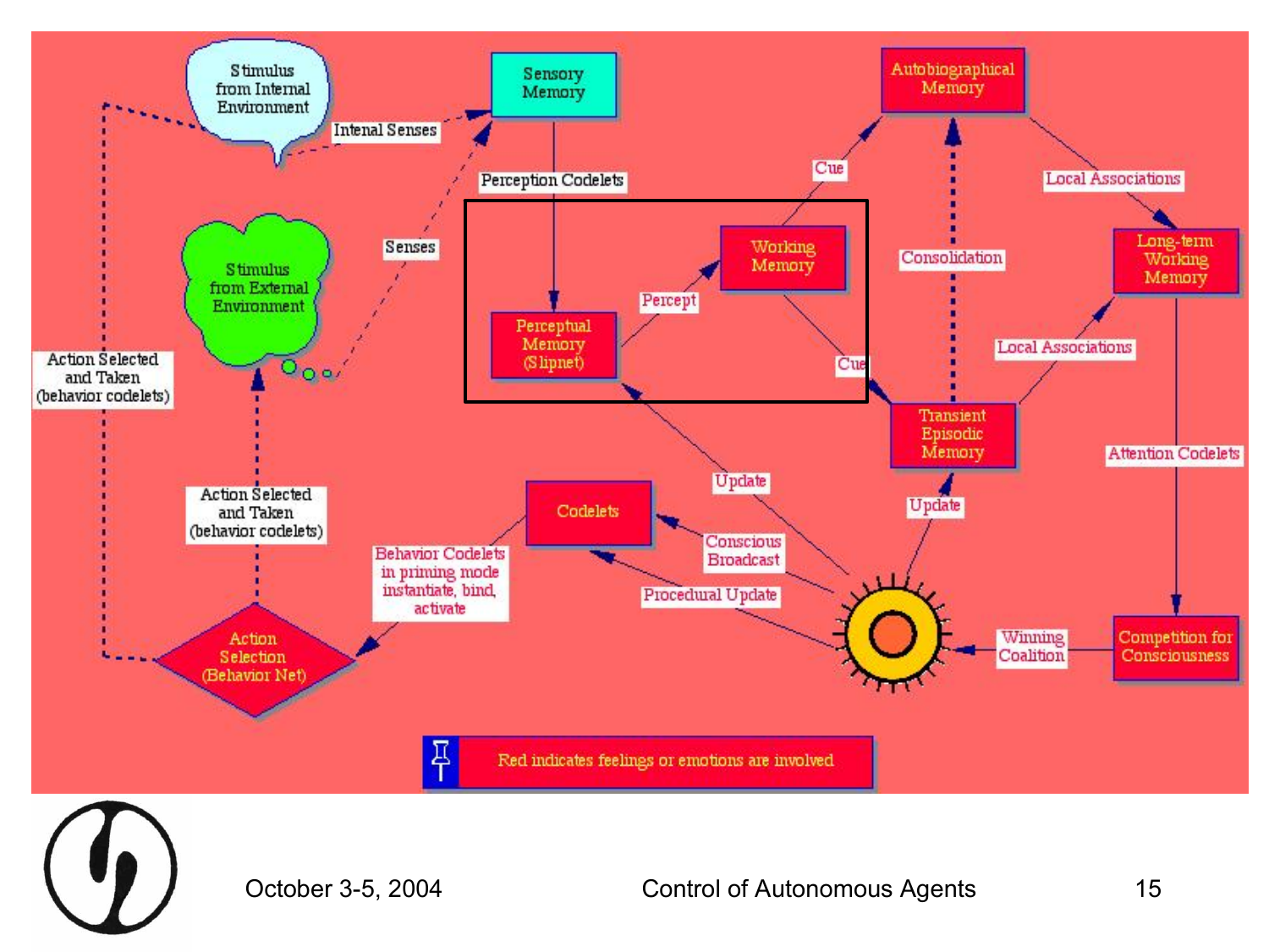Stimulus from Internal Environment

Intenal Senses

Sensory Memory

Perception Codelets

Autobiographical Memory

Cue

Local Associations

Stimulus from External Environment

Senses

Working Memory

Percept

Perceptual Memory (Slipnet)

Consolidation

Long-term Working Memory

Local Associations

Cue

Action Selected and Taken (behavior codelets)

Transient Episodic Memory

Attention Codelets

Update

Update

Action Selected and Taken (behavior codelets)

Codelets

Conscious Broadcast

Behavior Codelets in priming mode instantiate, bind, activate

Procedural Update

Winning Coalition

Competition for Consciousness

Action Selection (Behavior Net)

Red indicates feelings or emotions are involved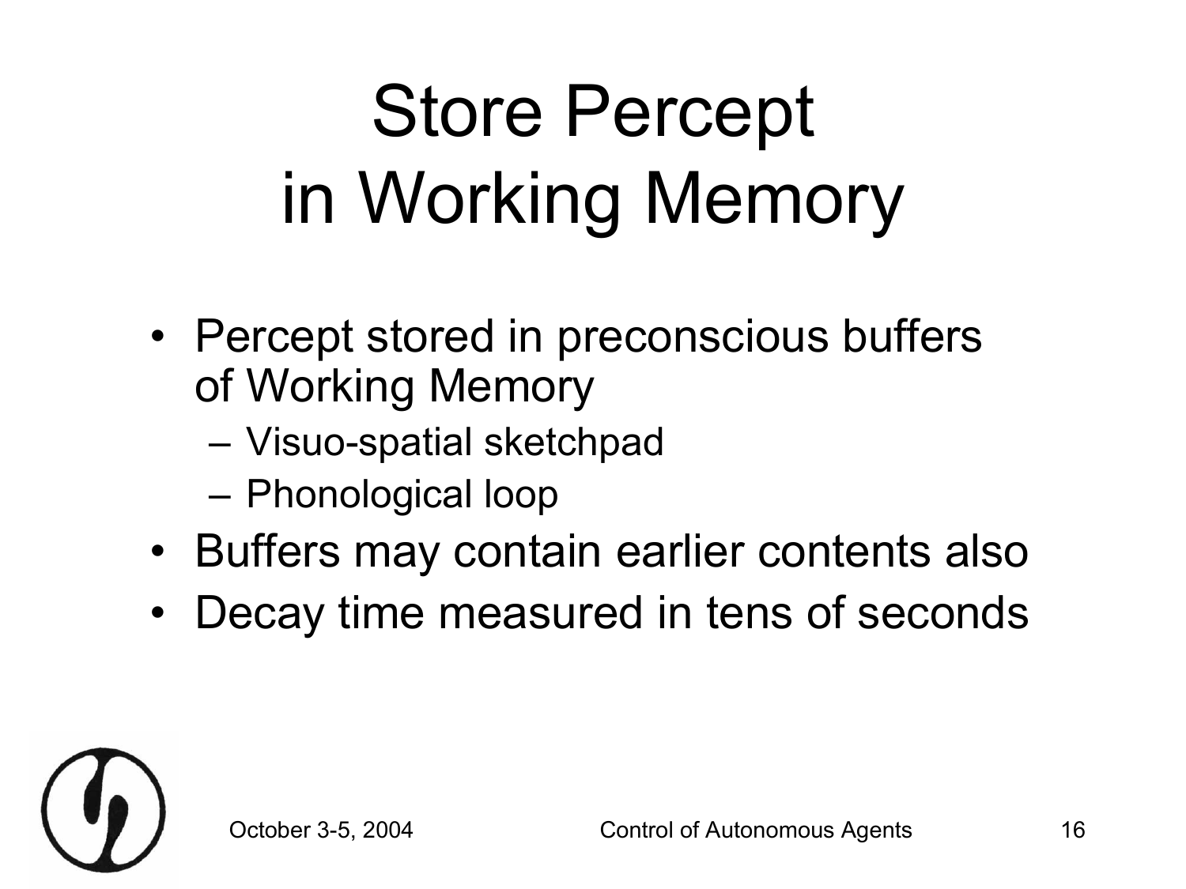# Store Percept in Working Memory

- Percept stored in preconscious buffers of Working Memory
  - Visuo-spatial sketchpad
  - Phonological loop
- Buffers may contain earlier contents also
- Decay time measured in tens of seconds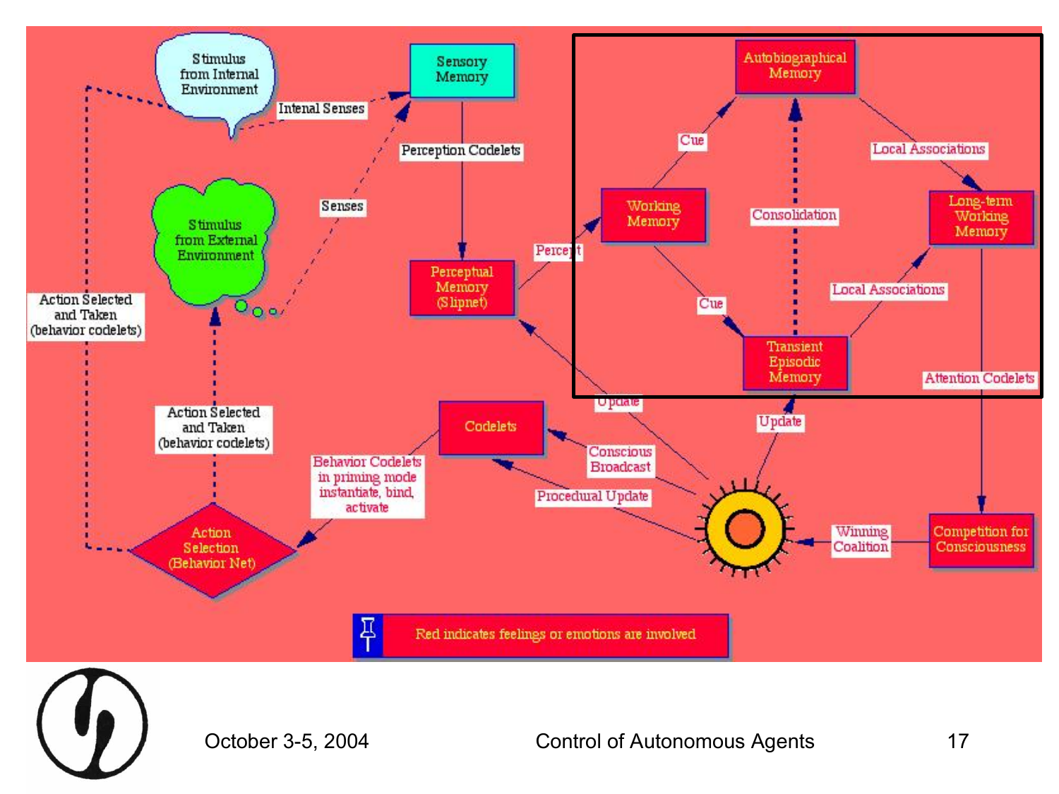Stimulus from Internal Environment

Sensory Memory

Intenal Senses

Perception Codelets

Senses

Stimulus from External Environment

Perceptual Memory (Slipnet)

Percept

Autobiographical Memory

Cue

Local Associations

Working Memory

Consolidation

Long-term Working Memory

Cue

Local Associations

Transient Episodic Memory

Attention Codelets

Action Selected and Taken (behavior codelets)

Action Selected and Taken (behavior codelets)

Update

Update

Codelets

Conscious Broadcast

Behavior Codelets in priming mode instantiate, bind, activate

Procedural Update

Action Selection (Behavior Net)

Winning Coalition

Competition for Consciousness

Red indicates feelings or emotions are involved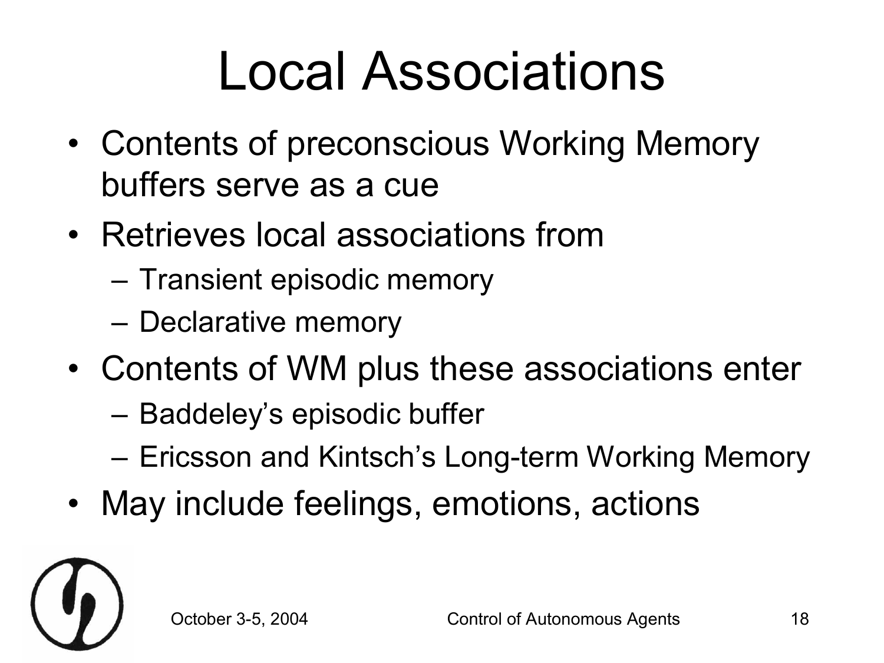# Local Associations

- Contents of preconscious Working Memory buffers serve as a cue
- Retrieves local associations from
  - Transient episodic memory
  - Declarative memory
- Contents of WM plus these associations enter
  - Baddeley's episodic buffer
  - Ericsson and Kintsch's Long-term Working Memory
- May include feelings, emotions, actions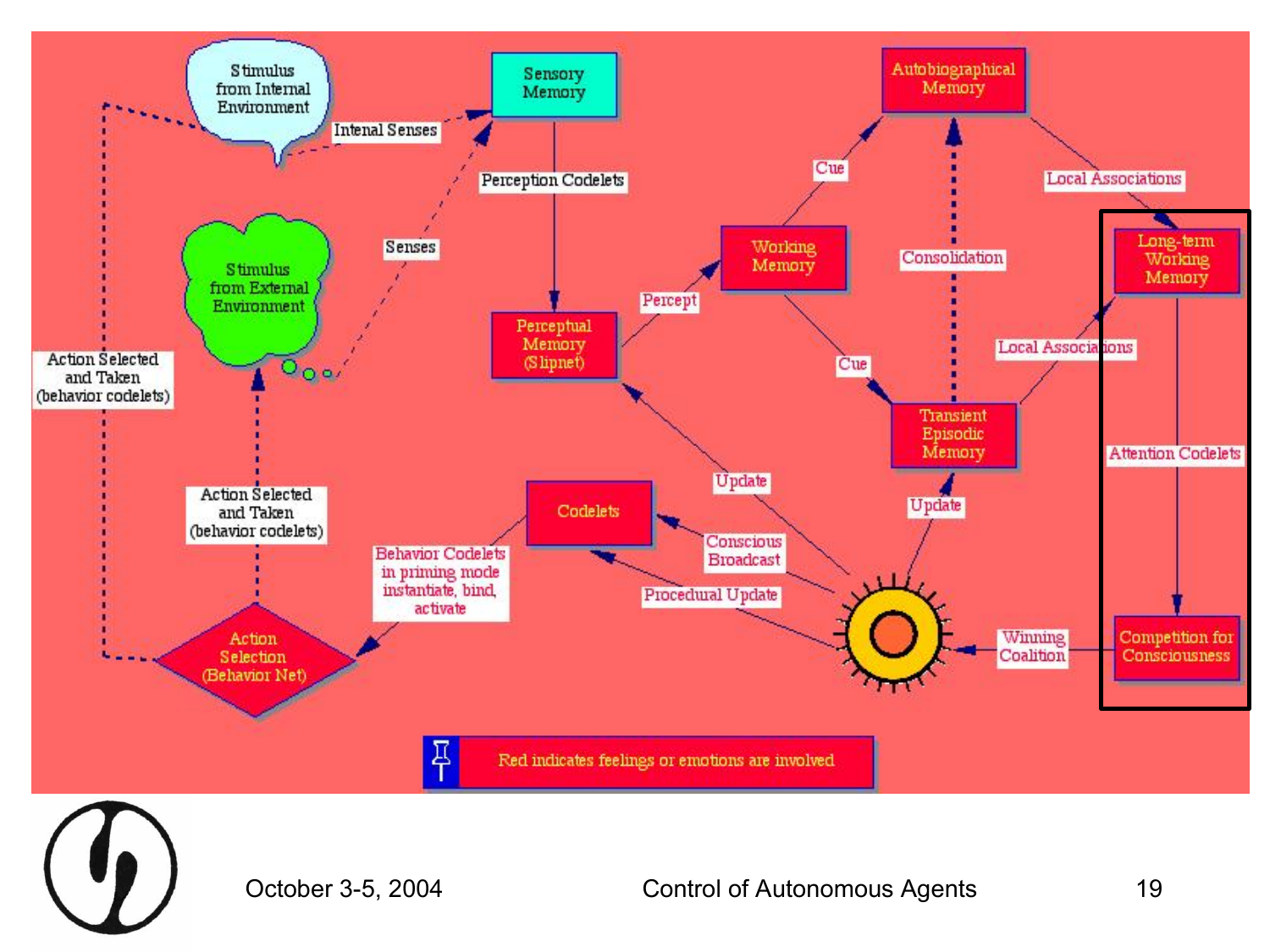Stimulus from Internal Environment

Intenal Senses

Sensory Memory

Perception Codelets

Senses

Stimulus from External Environment

Perceptual Memory (Slipnet)

Percept

Working Memory

Cue

Autobiographical Memory

Consolidation

Local Associations

Long-term Working Memory

Cue

Transient Episodic Memory

Local Associations

Attention Codelets

Competition for Consciousness

Winning Coalition

Update

Update

Conscious Broadcast

Procedural Update

Codelets

Behavior Codelets in priming mode instantiate, bind, activate

Action Selection (Behavior Net)

Action Selected and Taken (behavior codelets)

Action Selected and Taken (behavior codelets)

Red indicates feelings or emotions are involved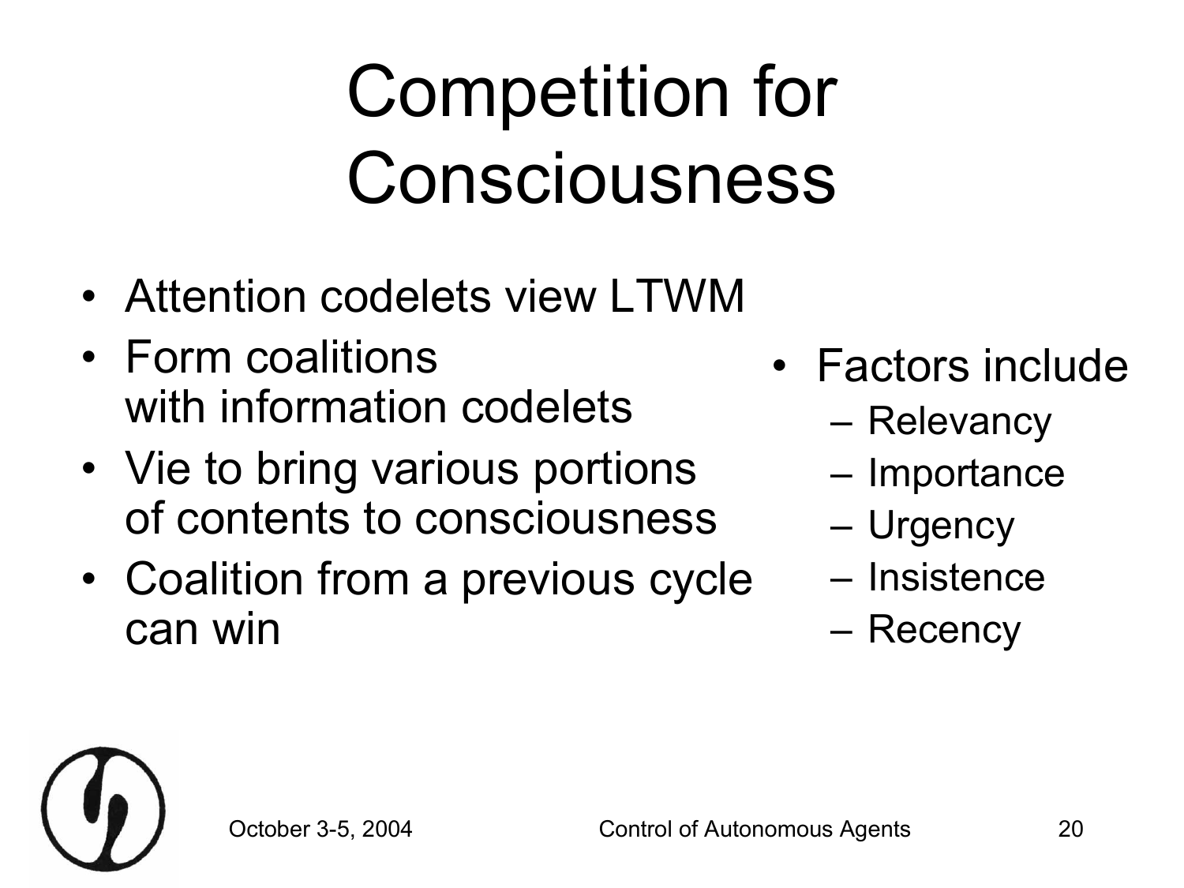# Competition for Consciousness

- Attention codelets view LTWM
- Form coalitions with information codelets
- Vie to bring various portions of contents to consciousness
- Coalition from a previous cycle can win

- Factors include
  - Relevancy
  - Importance
  - Urgency
  - Insistence
  - Recency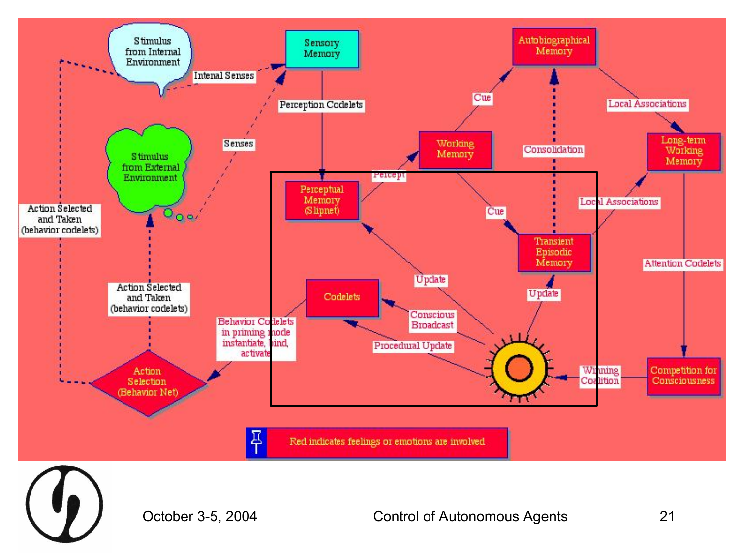Stimulus from Internal Environment

Intenal Senses

Sensory Memory

Autobiographical Memory

Perception Codelets

Cue

Local Associations

Senses

Stimulus from External Environment

Working Memory

Consolidation

Long-term Working Memory

Percept

Perceptual Memory (Slipnet)

Cue

Local Associations

Action Selected and Taken (behavior codelets)

Transient Episodic Memory

Attention Codelets

Update

Action Selected and Taken (behavior codelets)

Codelets

Update

Conscious Broadcast

Behavior Codelets in priming mode instantiate, bind, activate

Procedural Update

Winning Coalition

Competition for Consciousness

Action Selection (Behavior Net)

Red indicates feelings or emotions are involved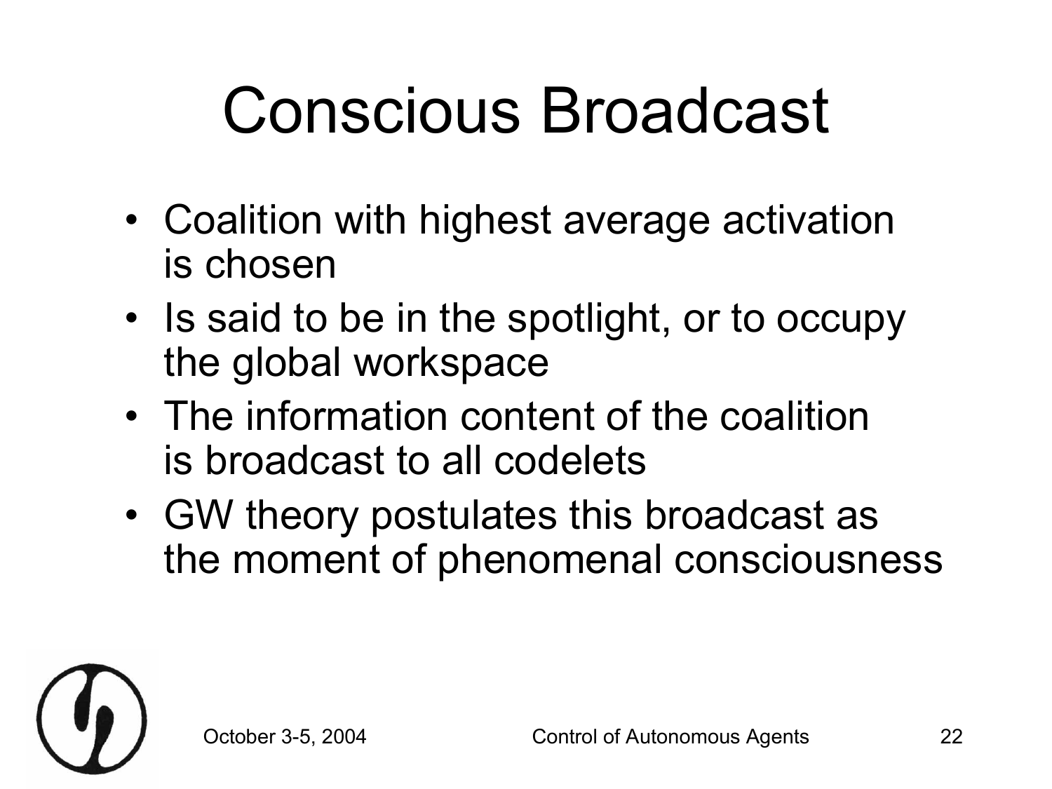# Conscious Broadcast

- Coalition with highest average activation is chosen
- Is said to be in the spotlight, or to occupy the global workspace
- The information content of the coalition is broadcast to all codelets
- GW theory postulates this broadcast as the moment of phenomenal consciousness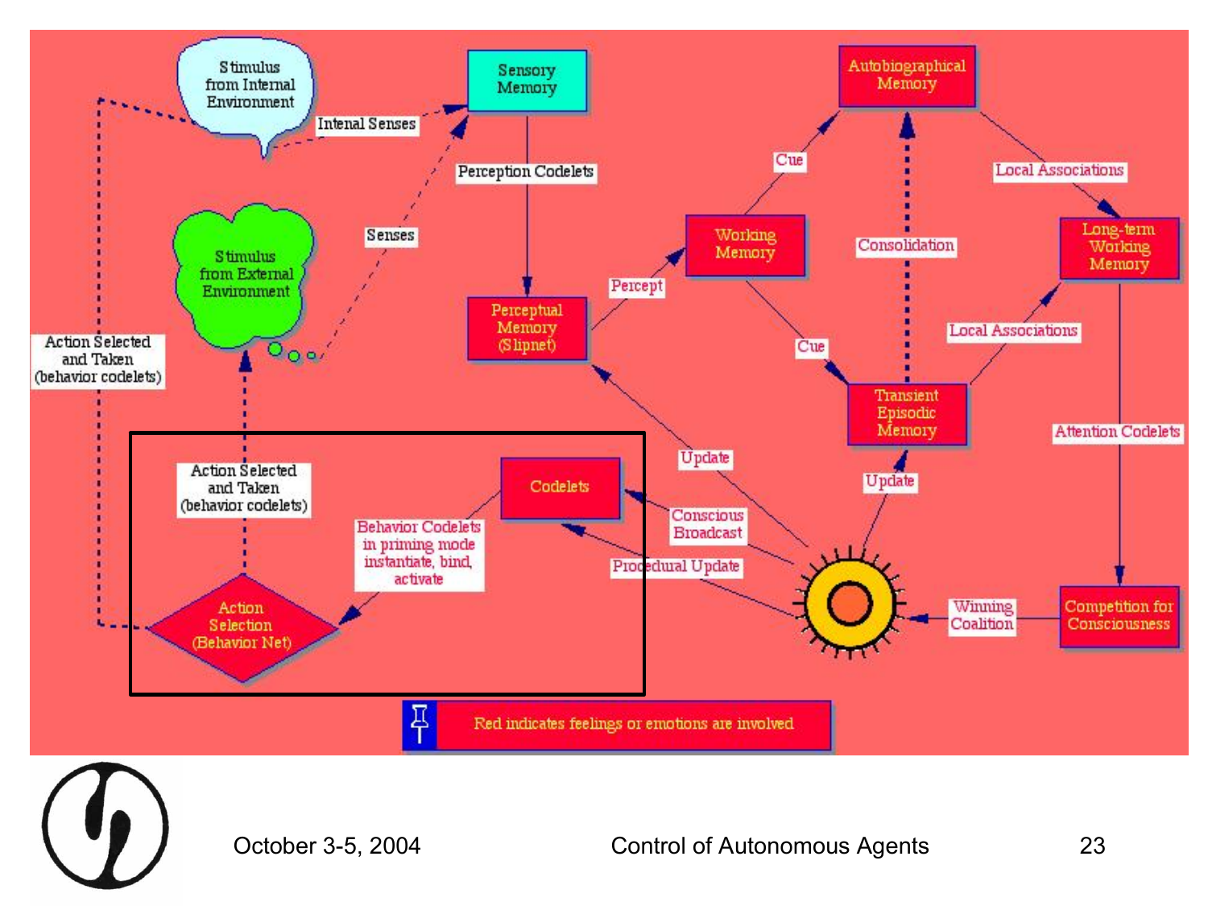Stimulus from Internal Environment

Intenal Senses

Sensory Memory

Perception Codelets

Senses

Stimulus from External Environment

Perceptual Memory (Slipnet)

Percept

Working Memory

Cue

Autobiographical Memory

Consolidation

Local Associations

Long-term Working Memory

Cue

Transient Episodic Memory

Local Associations

Attention Codelets

Action Selected and Taken (behavior codelets)

Action Selected and Taken (behavior codelets)

Codelets

Behavior Codelets in priming mode instantiate, bind, activate

Action Selection (Behavior Net)

Update

Conscious Broadcast

Procedural Update

Update

Winning Coalition

Competition for Consciousness

Red indicates feelings or emotions are involved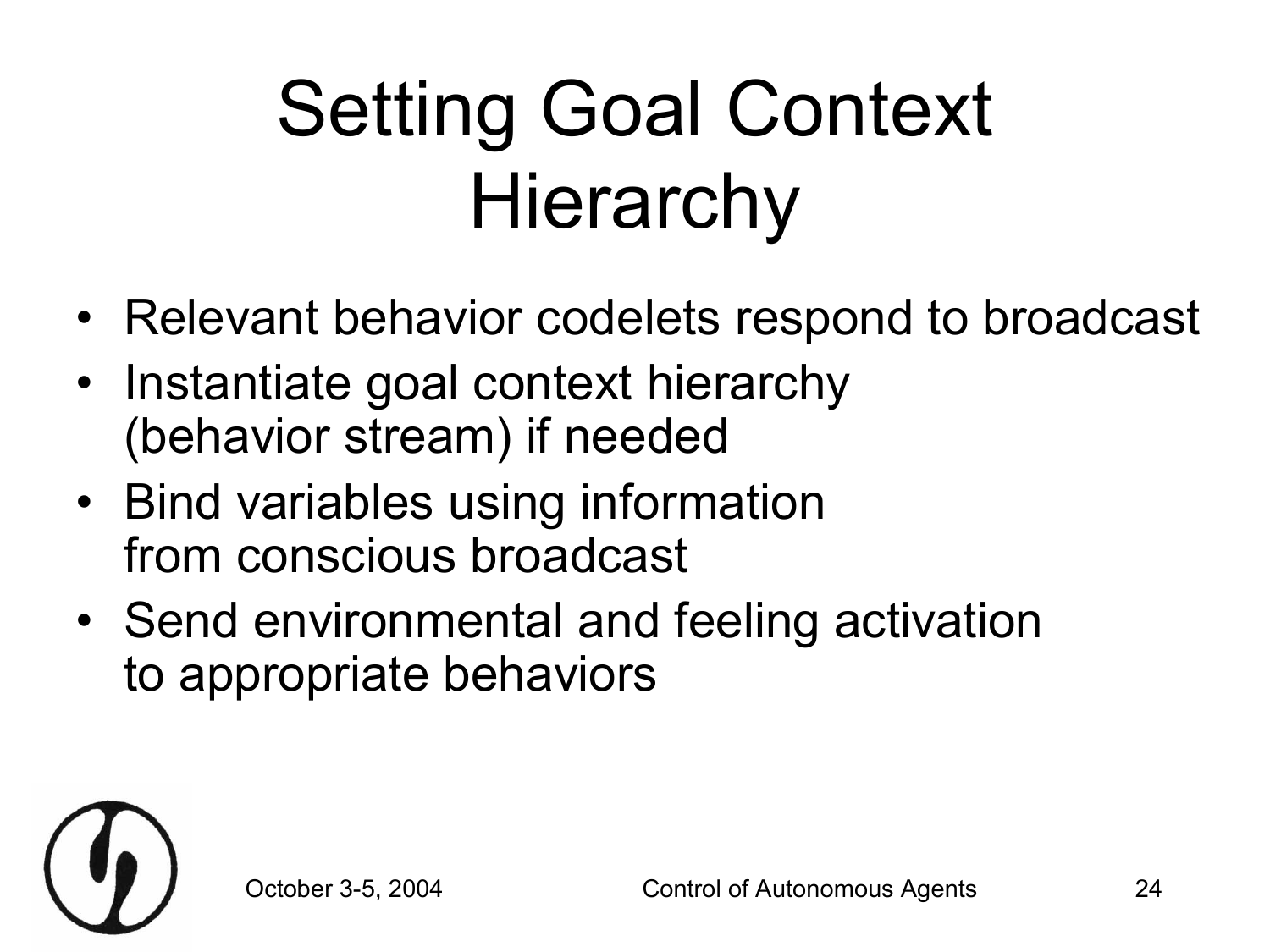# Setting Goal Context Hierarchy

- Relevant behavior codelets respond to broadcast
- Instantiate goal context hierarchy (behavior stream) if needed
- Bind variables using information from conscious broadcast
- Send environmental and feeling activation to appropriate behaviors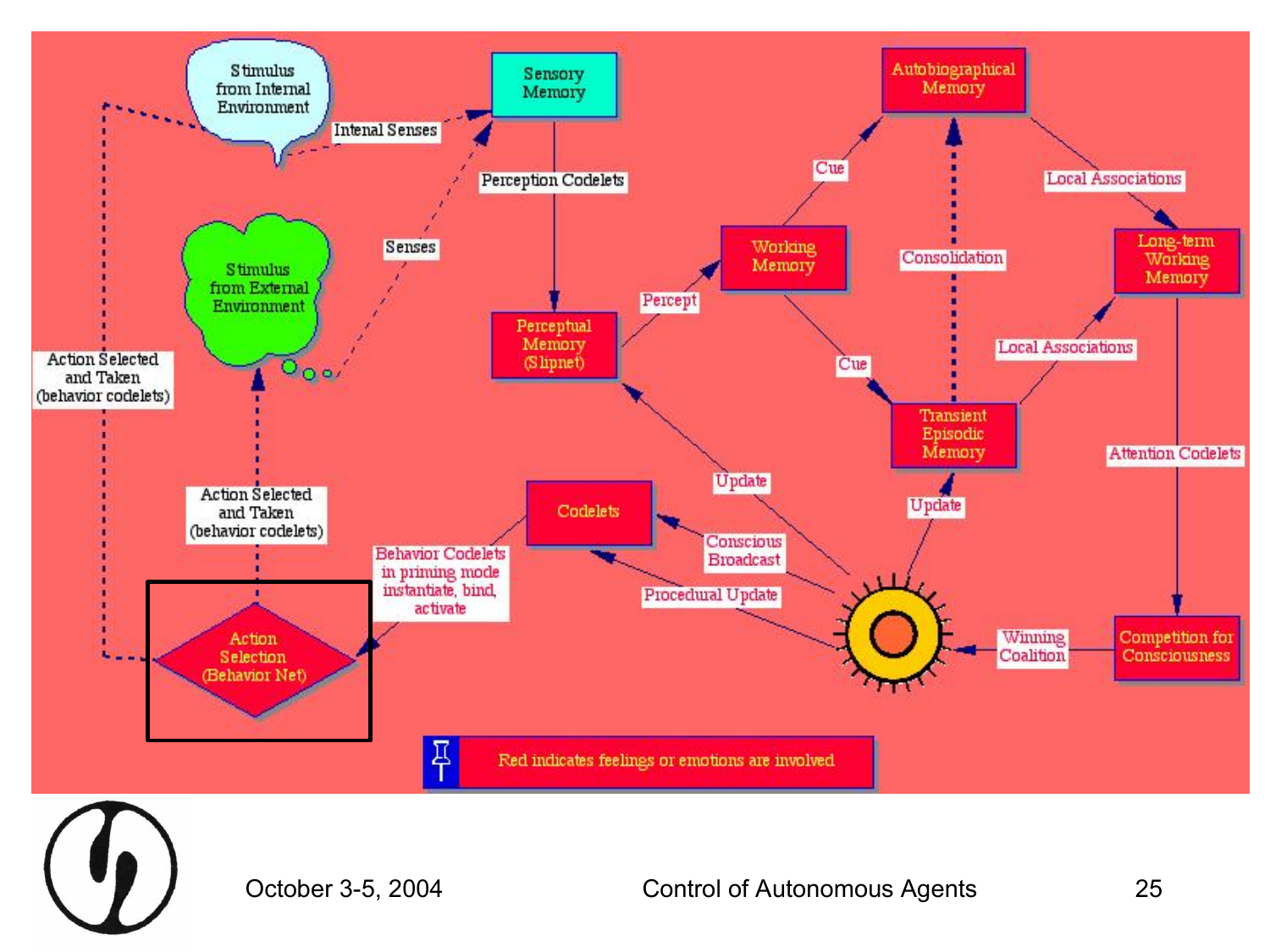Stimulus from Internal Environment

Intenal Senses

Sensory Memory

Perception Codelets

Senses

Stimulus from External Environment

Action Selected and Taken (behavior codelets)

Perceptual Memory (Slipnet)

Percept

Working Memory

Cue

Autobiographical Memory

Consolidation

Local Associations

Long-term Working Memory

Cue

Transient Episodic Memory

Local Associations

Attention Codelets

Update

Update

Action Selected and Taken (behavior codelets)

Codelets

Conscious Broadcast

Behavior Codelets in priming mode instantiate, bind, activate

Procedural Update

Action Selection (Behavior Net)

Winning Coalition

Competition for Consciousness

Red indicates feelings or emotions are involved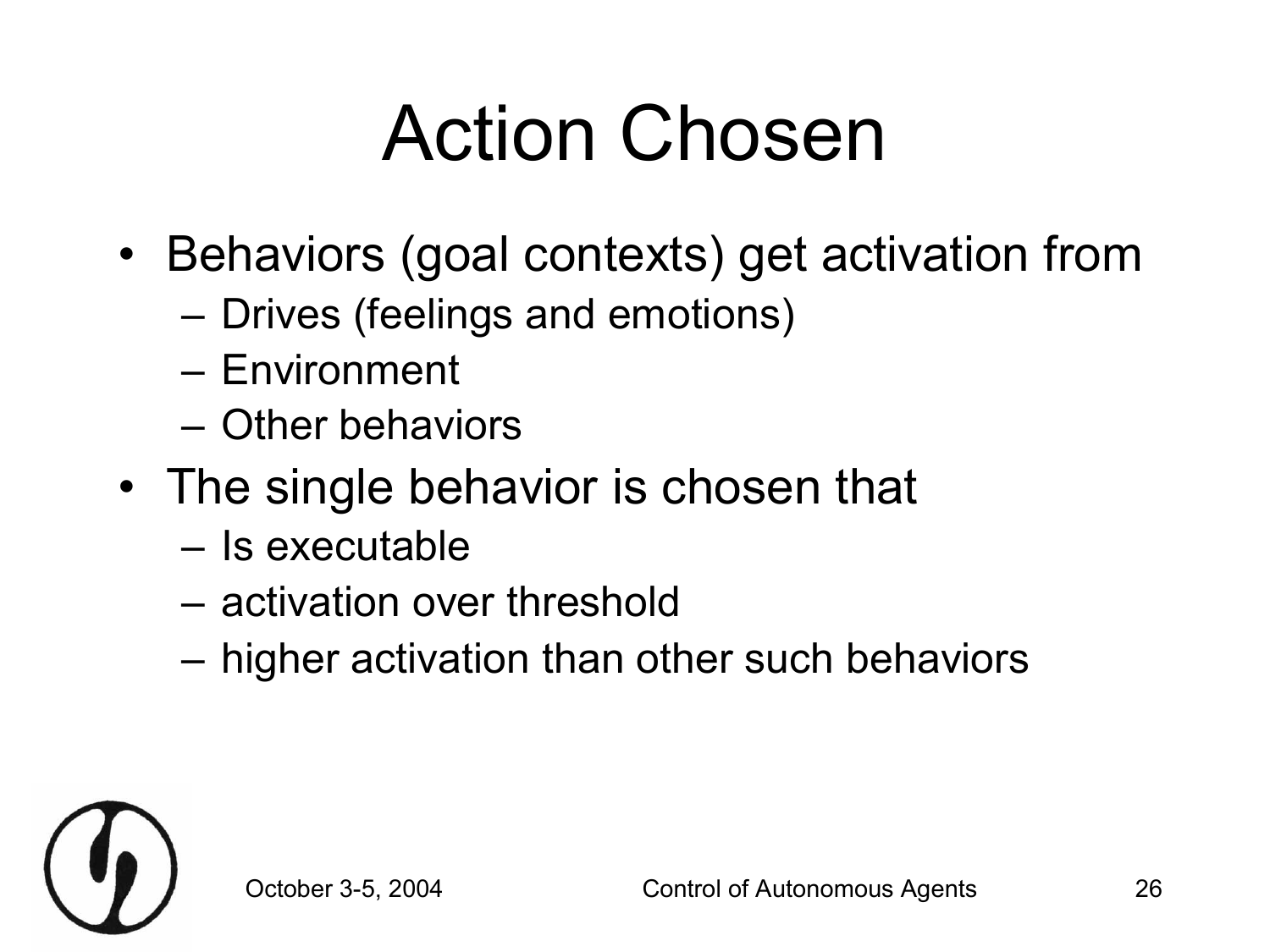# Action Chosen

- Behaviors (goal contexts) get activation from
  - Drives (feelings and emotions)
  - Environment
  - Other behaviors
- The single behavior is chosen that
  - Is executable
  - activation over threshold
  - higher activation than other such behaviors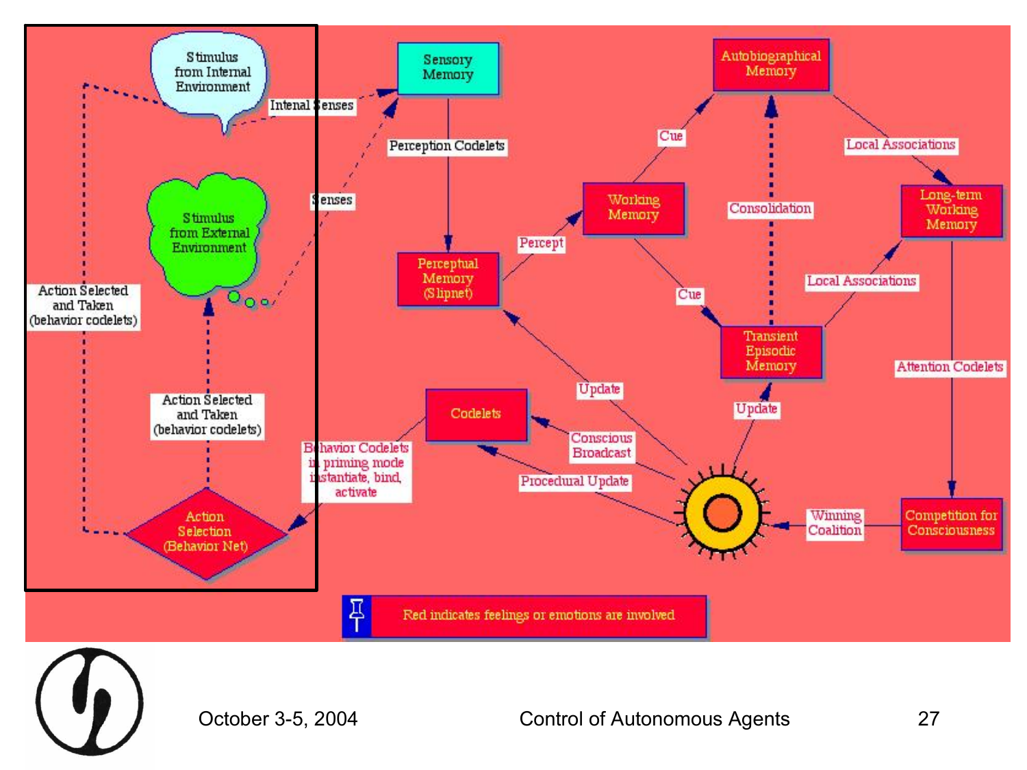Stimulus from Internal Environment

Intenal Senses

Sensory Memory

Perception Codelets

Senses

Stimulus from External Environment

Action Selected and Taken (behavior codelets)

Action Selected and Taken (behavior codelets)

Action Selection (Behavior Net)

Perceptual Memory (Slipnet)

Percept

Working Memory

Cue

Autobiographical Memory

Local Associations

Long-term Working Memory

Consolidation

Cue

Transient Episodic Memory

Local Associations

Attention Codelets

Update

Update

Codelets

Conscious Broadcast

Procedural Update

Behavior Codelets in priming mode instantiate, bind, activate

Winning Coalition

Competition for Consciousness

Red indicates feelings or emotions are involved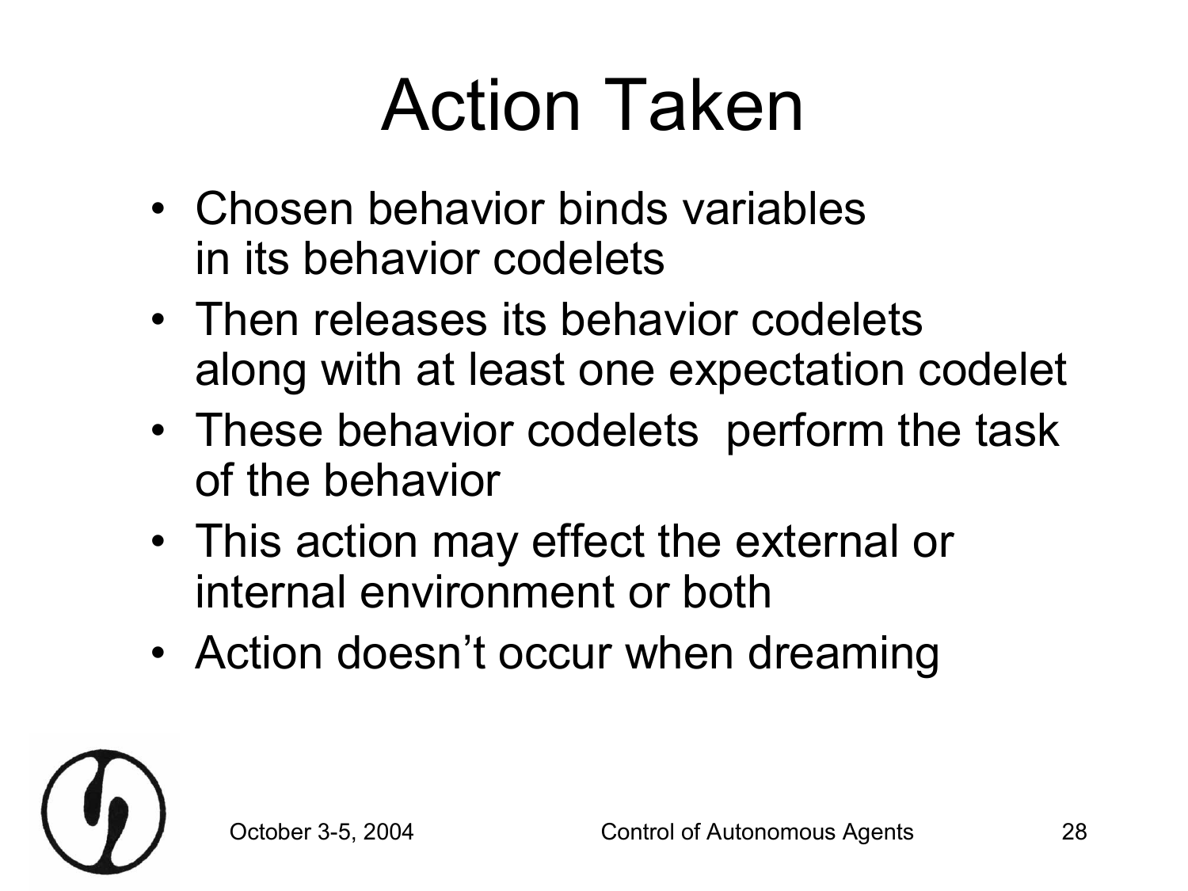# Action Taken

- Chosen behavior binds variables in its behavior codelets
- Then releases its behavior codelets along with at least one expectation codelet
- These behavior codelets perform the task of the behavior
- This action may effect the external or internal environment or both
- Action doesn't occur when dreaming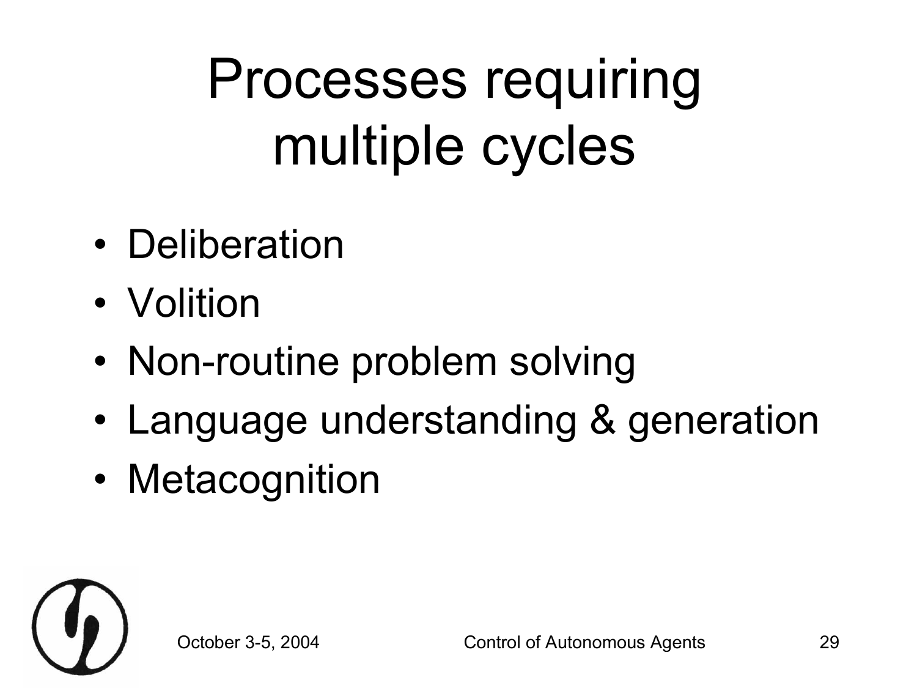# Processes requiring multiple cycles

- Deliberation
- Volition
- Non-routine problem solving
- Language understanding & generation
- Metacognition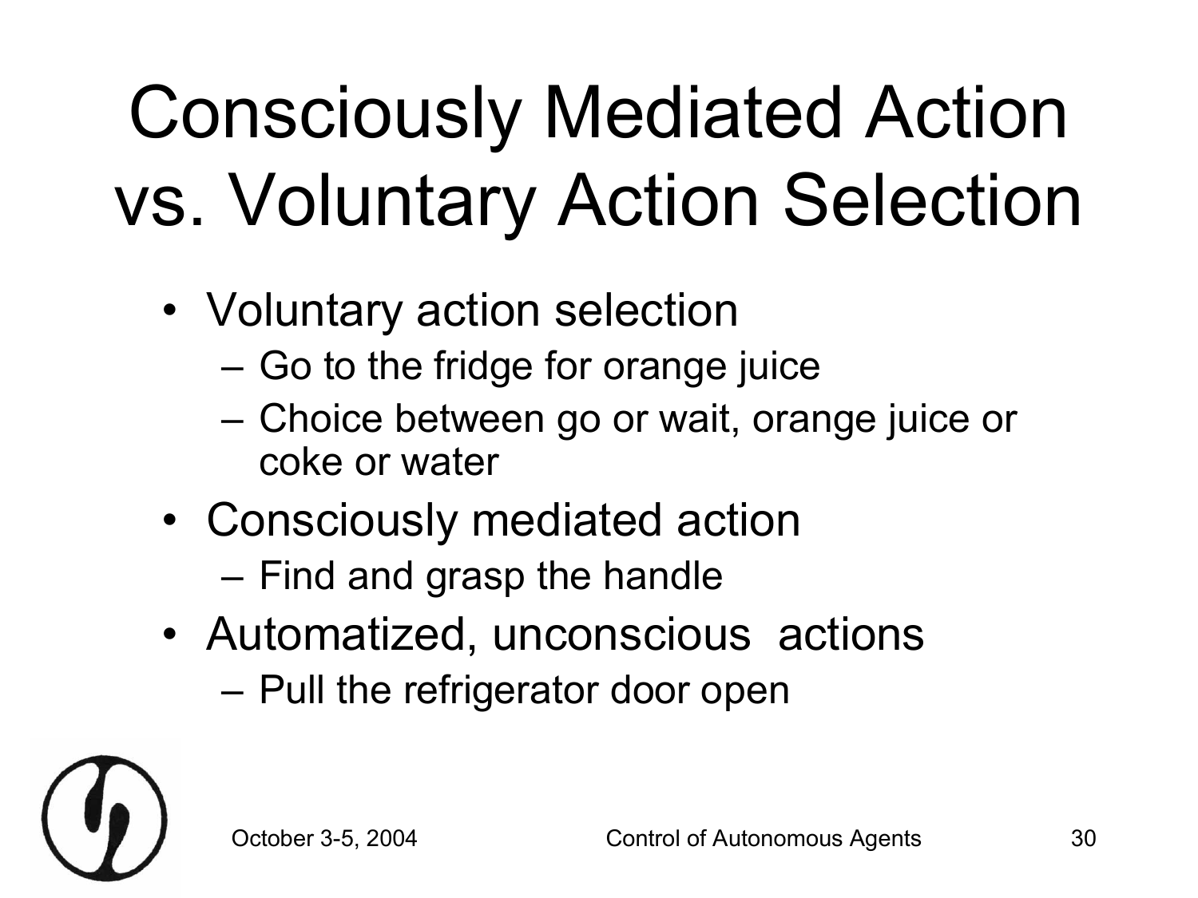# Consciously Mediated Action vs. Voluntary Action Selection

- Voluntary action selection
  - Go to the fridge for orange juice
  - Choice between go or wait, orange juice or coke or water
- Consciously mediated action
  - Find and grasp the handle
- Automatized, unconscious actions
  - Pull the refrigerator door open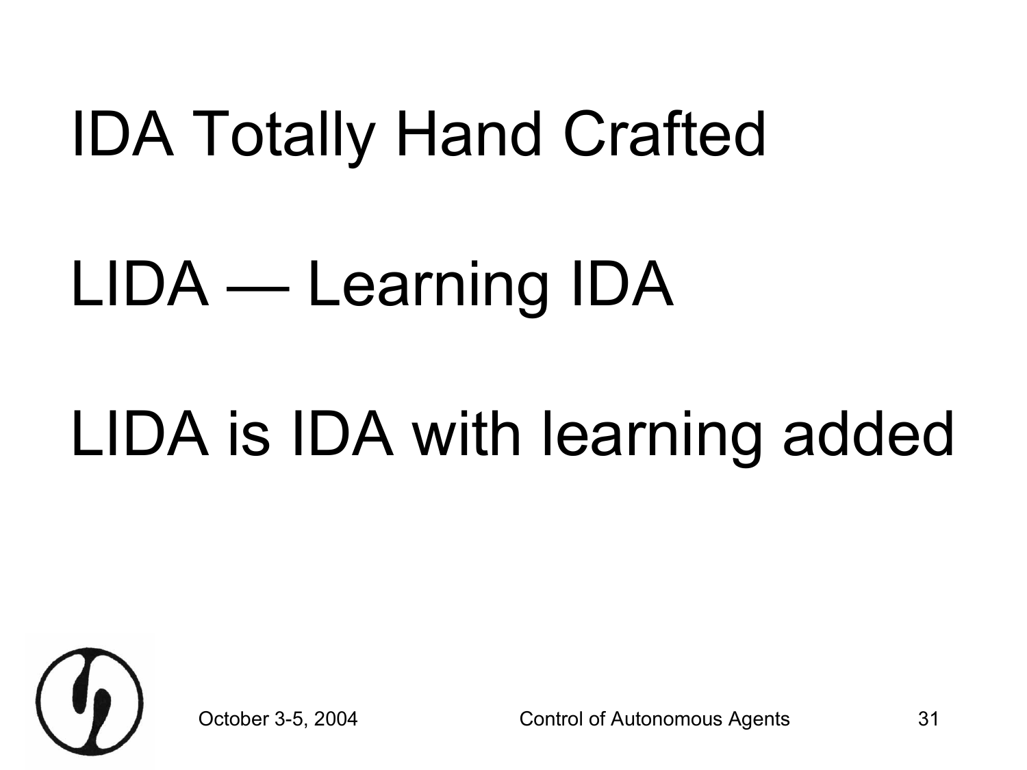IDA Totally Hand Crafted

LIDA — Learning IDA

LIDA is IDA with learning added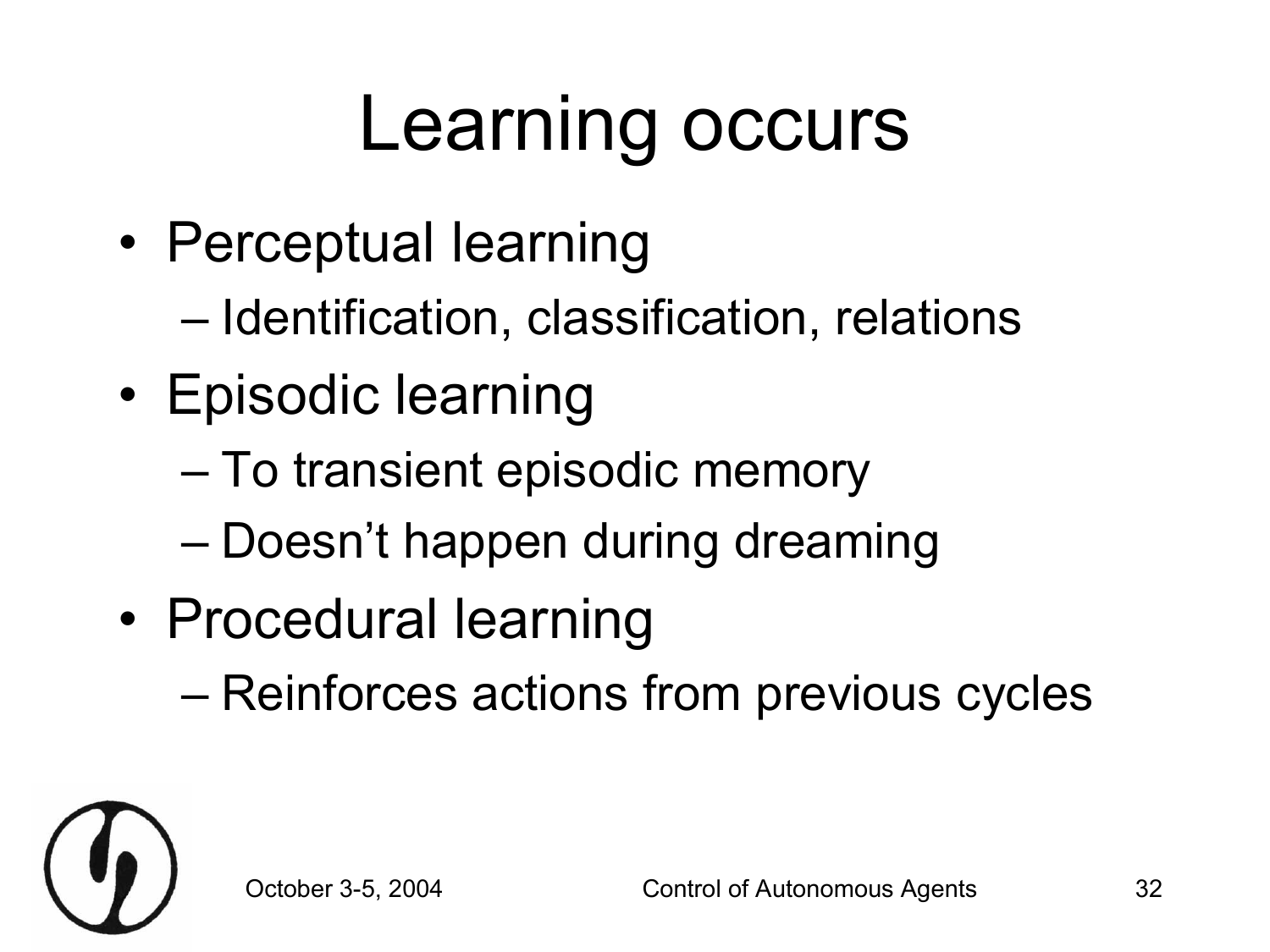# Learning occurs

- Perceptual learning
  - Identification, classification, relations
- Episodic learning
  - To transient episodic memory
  - Doesn’t happen during dreaming
- Procedural learning
  - Reinforces actions from previous cycles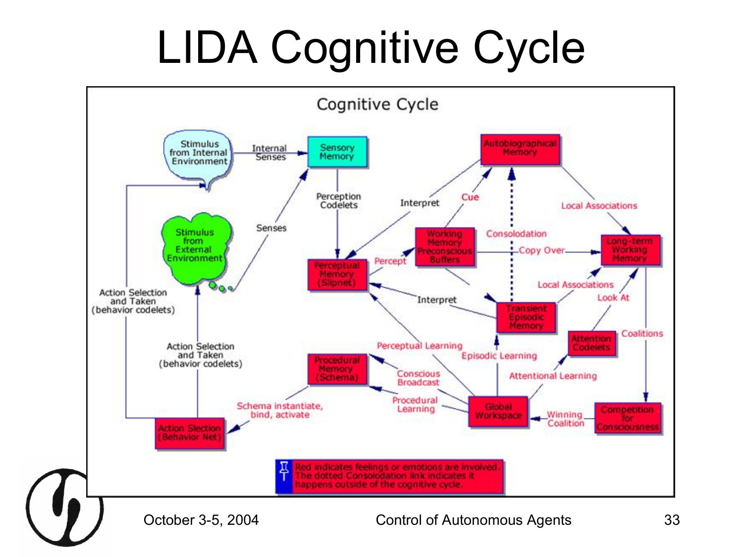# LIDA Cognitive Cycle

Cognitive Cycle

Stimulus from Internal Environment

Internal Senses

Sensory Memory

Autobiographical Memory

Perception Codelets

Interpret

Cue

Local Associations

Senses

Stimulus from External Environment

Working Memory Preconscious Buffers

Consolodation

Copy Over

Long-term Working Memory

Perceptual Memory (Slipnet)

Percept

Local Associations

Look At

Action Selection and Taken (behavior codelets)

Interpret

Transient Episodic Memory

Coalitions

Attention Codelets

Action Selection and Taken (behavior codelets)

Perceptual Learning

Episodic Learning

Procedural Memory (Schema)

Conscious Broadcast

Attentional Learning

Schema instantiate, bind, activate

Procedural Learning

Global Workspace

Winning Coalition

Competition for Consciousness

Action Slection (Behavior Net)

Red indicates feelings or emotions are involved. The dotted Consolodation link indicates it happens outside of the cognitive cycle.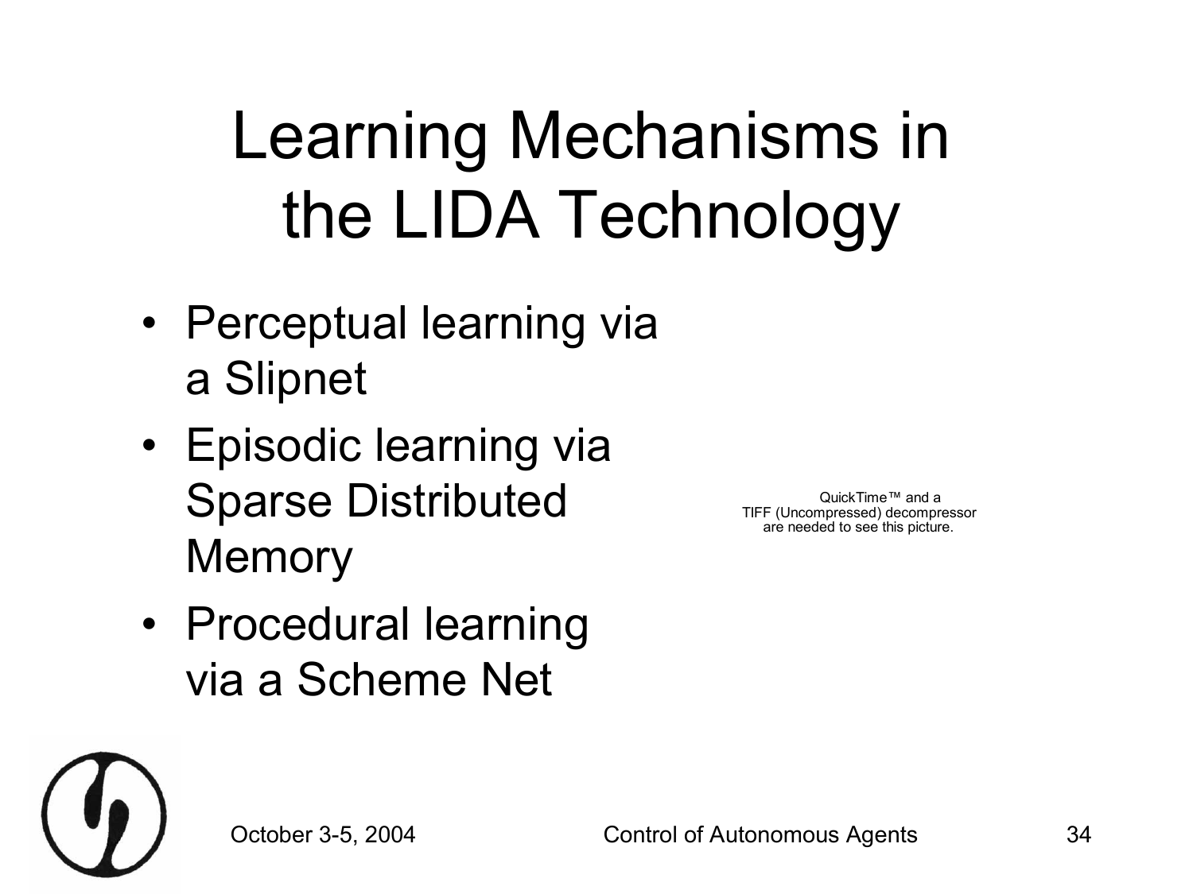# Learning Mechanisms in the LIDA Technology

- Perceptual learning via a Slipnet
- Episodic learning via Sparse Distributed Memory
- Procedural learning via a Scheme Net

QuickTime™ and a TIFF (Uncompressed) decompressor are needed to see this picture.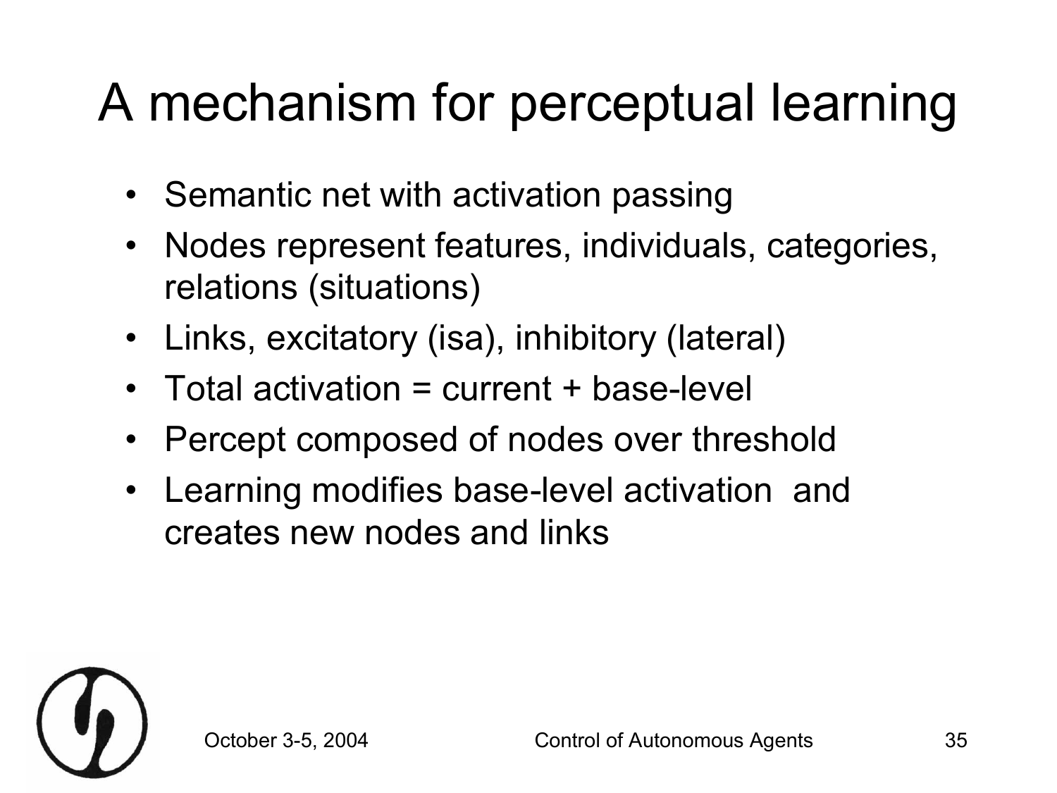# A mechanism for perceptual learning

- Semantic net with activation passing
- Nodes represent features, individuals, categories, relations (situations)
- Links, excitatory (isa), inhibitory (lateral)
- Total activation = current + base-level
- Percept composed of nodes over threshold
- Learning modifies base-level activation and creates new nodes and links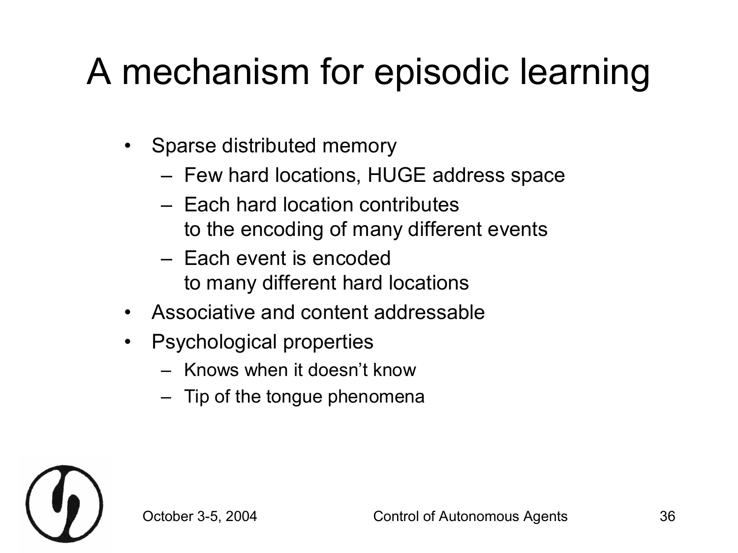# A mechanism for episodic learning

- Sparse distributed memory
  - Few hard locations, HUGE address space
  - Each hard location contributes to the encoding of many different events
  - Each event is encoded to many different hard locations
- Associative and content addressable
- Psychological properties
  - Knows when it doesn't know
  - Tip of the tongue phenomena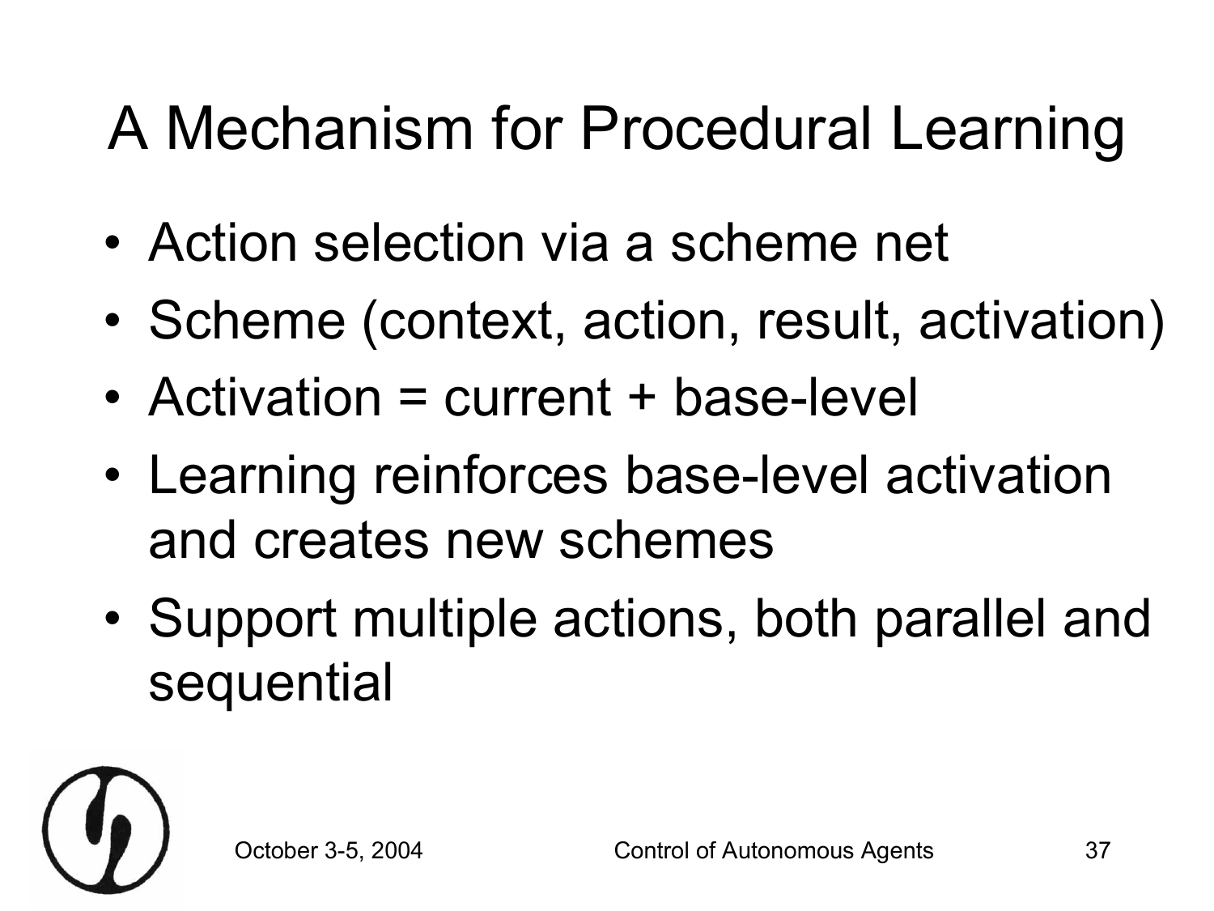# A Mechanism for Procedural Learning

- Action selection via a scheme net
- Scheme (context, action, result, activation)
- Activation = current + base-level
- Learning reinforces base-level activation and creates new schemes
- Support multiple actions, both parallel and sequential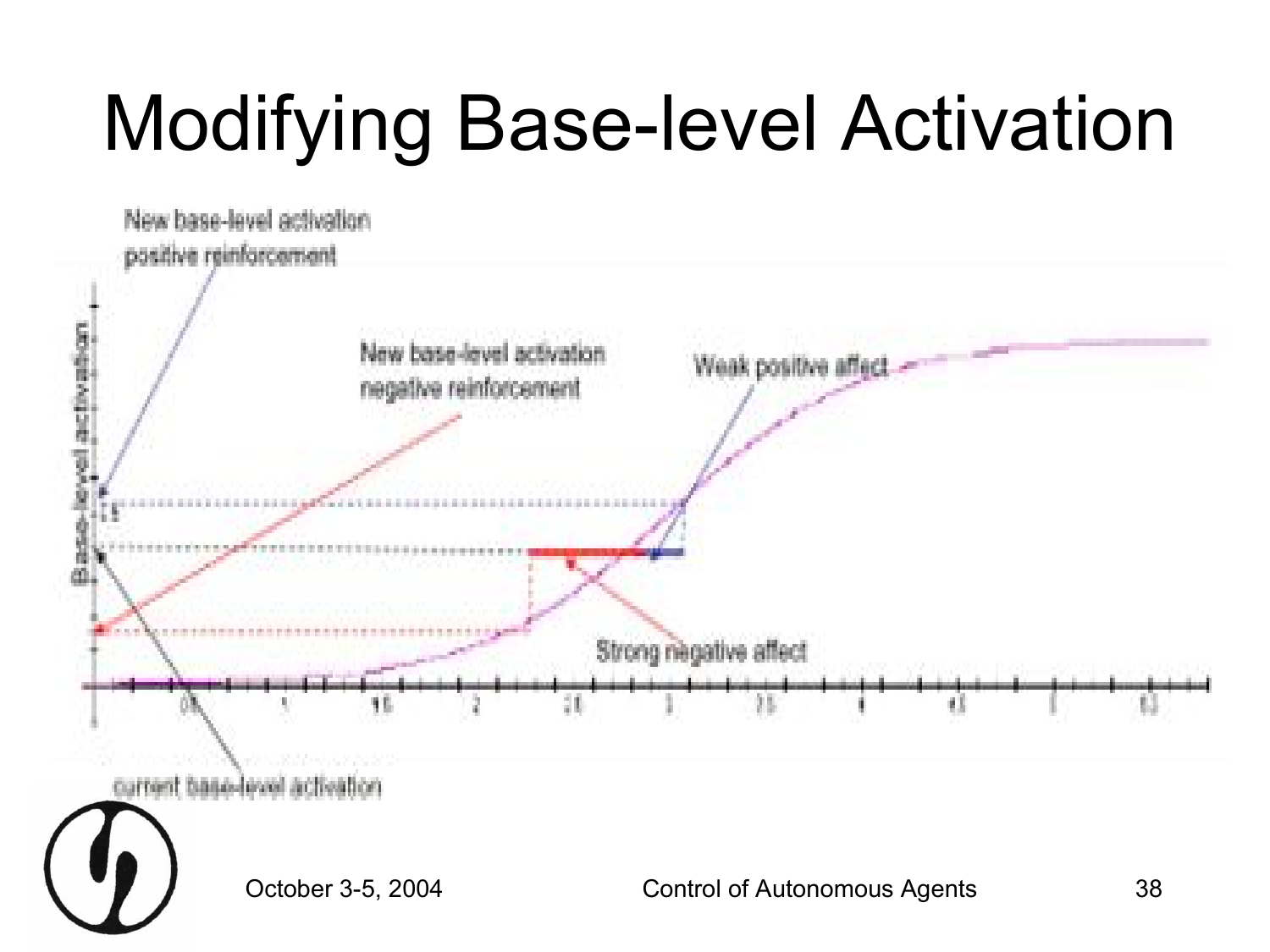# Modifying Base-level Activation

New base-level activation positive reinforcement

New base-level activation negative reinforcement

Weak positive affect

Strong negative affect

current base-level activation

Base-level activation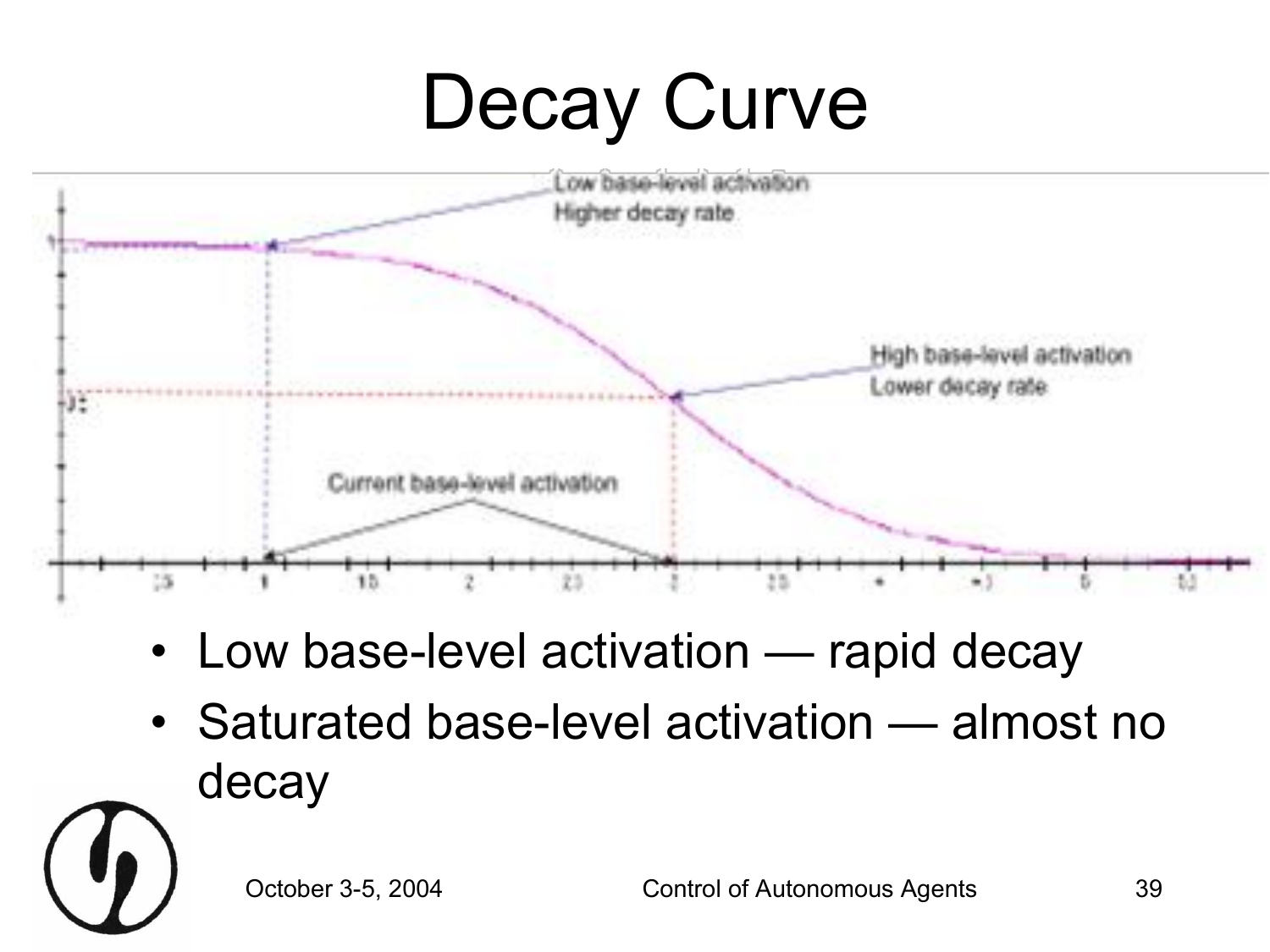# Decay Curve

Low base-level activation
Higher decay rate

High base-level activation
Lower decay rate

Current base-level activation

- Low base-level activation — rapid decay
- Saturated base-level activation — almost no decay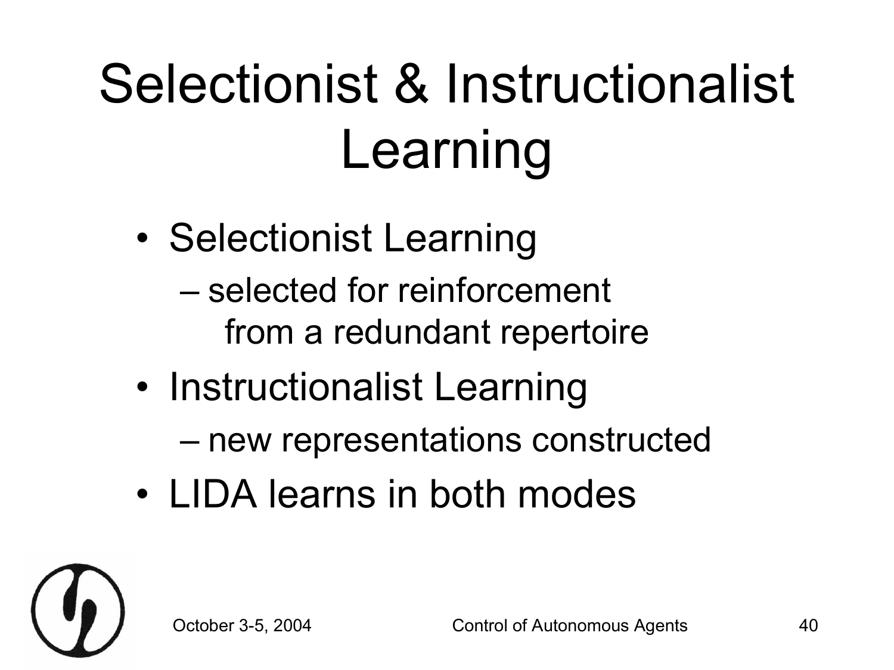# Selectionist & Instructionalist Learning

- Selectionist Learning
  - selected for reinforcement from a redundant repertoire
- Instructionalist Learning
  - new representations constructed
- LIDA learns in both modes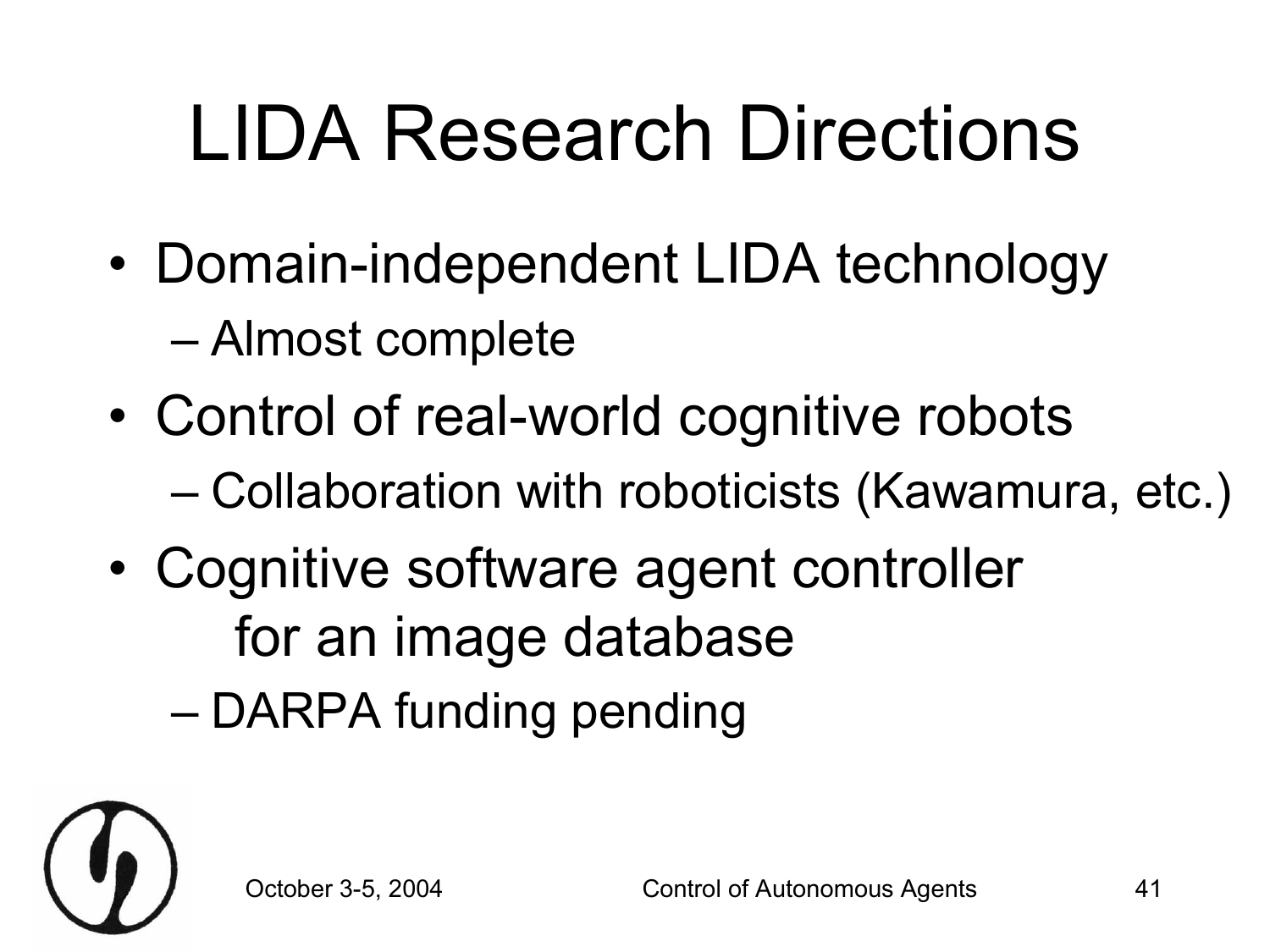# LIDA Research Directions

- Domain-independent LIDA technology
  - Almost complete
- Control of real-world cognitive robots
  - Collaboration with roboticists (Kawamura, etc.)
- Cognitive software agent controller for an image database
  - DARPA funding pending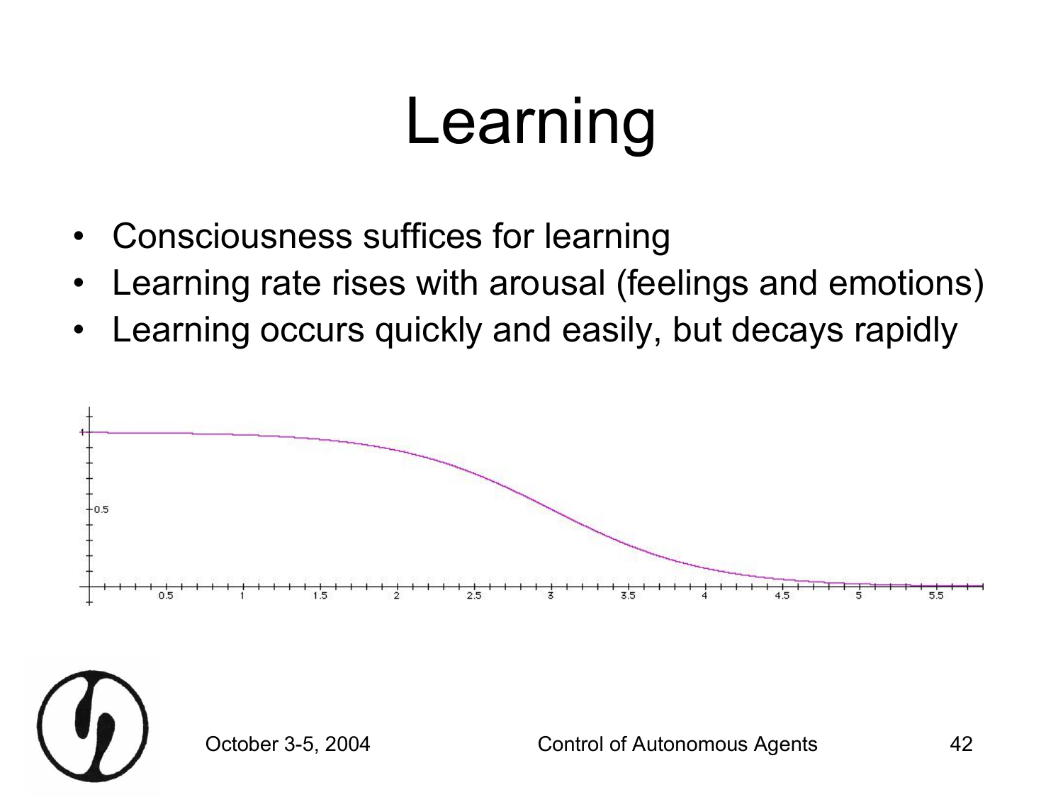# Learning

- Consciousness suffices for learning
- Learning rate rises with arousal (feelings and emotions)
- Learning occurs quickly and easily, but decays rapidly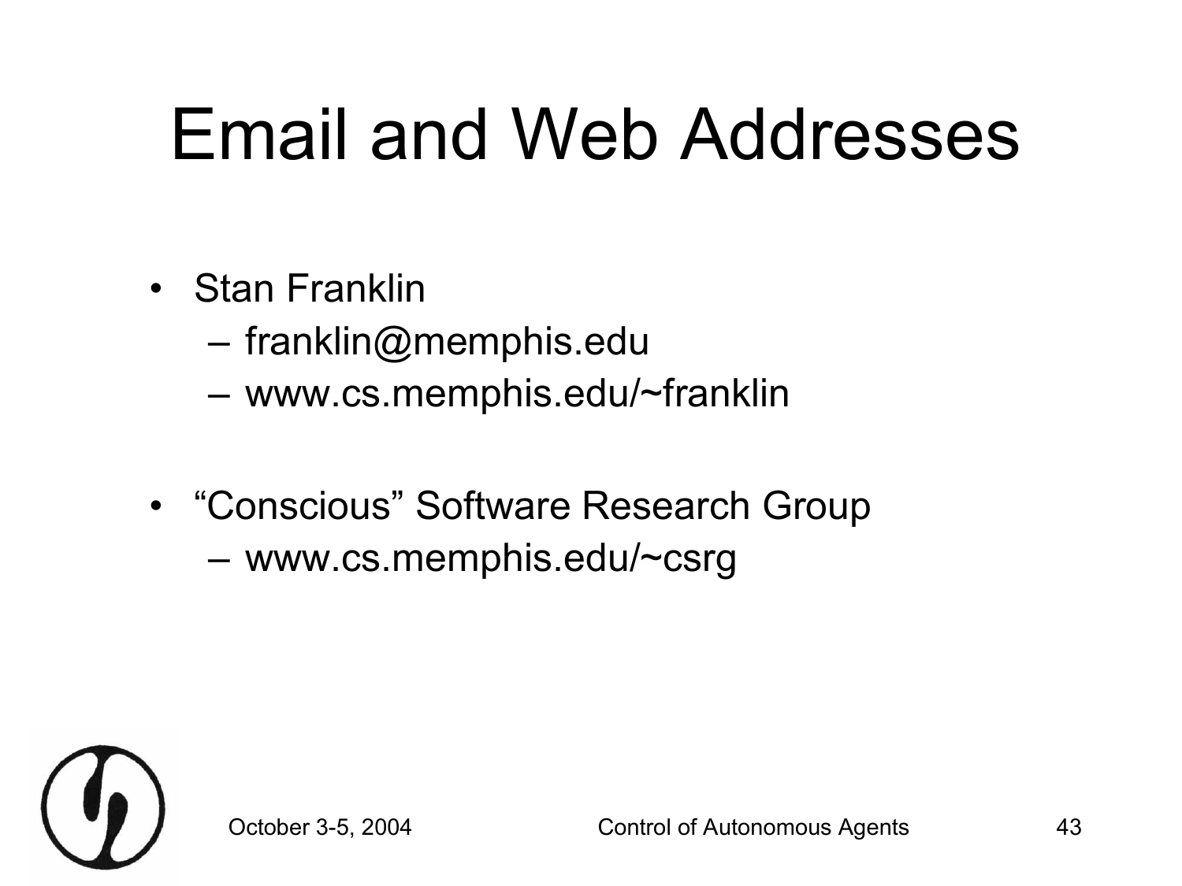# Email and Web Addresses

- Stan Franklin
  - franklin@memphis.edu
  - www.cs.memphis.edu/~franklin

- "Conscious" Software Research Group
  - www.cs.memphis.edu/~csrg